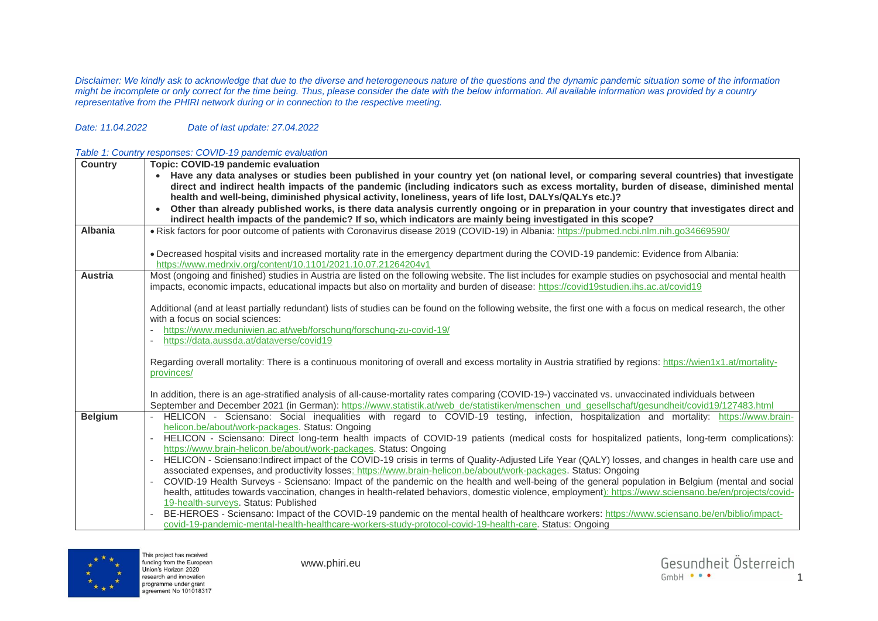*Disclaimer: We kindly ask to acknowledge that due to the diverse and heterogeneous nature of the questions and the dynamic pandemic situation some of the information might be incomplete or only correct for the time being. Thus, please consider the date with the below information. All available information was provided by a country representative from the PHIRI network during or in connection to the respective meeting.*

*Date: 11.04.2022 Date of last update: 27.04.2022*

*Table 1: Country responses: COVID-19 pandemic evaluation*

| Country | Topic: COVID-19 pandemic evaluation<br>• **Have any data analyses or studies been published in your country yet (on national level, or comparing several countries) that investigate direct and indirect health impacts of the pandemic (including indicators such as excess mortality, burden of disease, diminished mental health and well-being, diminished physical activity, loneliness, years of life lost, DALYs/QALYs etc.)?**<br>• **Other than already published works, is there data analysis currently ongoing or in preparation in your country that investigates direct and indirect health impacts of the pandemic? If so, which indicators are mainly being investigated in this scope?** |
|---|---|
| **Albania** | • Risk factors for poor outcome of patients with Coronavirus disease 2019 (COVID-19) in Albania: https://pubmed.ncbi.nlm.nih.go34669590/<br><br>• Decreased hospital visits and increased mortality rate in the emergency department during the COVID-19 pandemic: Evidence from Albania: https://www.medrxiv.org/content/10.1101/2021.10.07.21264204v1 |
| **Austria** | Most (ongoing and finished) studies in Austria are listed on the following website. The list includes for example studies on psychosocial and mental health impacts, economic impacts, educational impacts but also on mortality and burden of disease: https://covid19studien.ihs.ac.at/covid19<br><br>Additional (and at least partially redundant) lists of studies can be found on the following website, the first one with a focus on medical research, the other with a focus on social sciences:<br>- https://www.meduniwien.ac.at/web/forschung/forschung-zu-covid-19/<br>- https://data.aussda.at/dataverse/covid19<br><br>Regarding overall mortality: There is a continuous monitoring of overall and excess mortality in Austria stratified by regions: https://wien1x1.at/mortality-provinces/<br><br>In addition, there is an age-stratified analysis of all-cause-mortality rates comparing (COVID-19-) vaccinated vs. unvaccinated individuals between September and December 2021 (in German): https://www.statistik.at/web_de/statistiken/menschen_und_gesellschaft/gesundheit/covid19/127483.html |
| **Belgium** | - HELICON - Sciensano: Social inequalities with regard to COVID-19 testing, infection, hospitalization and mortality: https://www.brain-helicon.be/about/work-packages. Status: Ongoing<br>- HELICON - Sciensano: Direct long-term health impacts of COVID-19 patients (medical costs for hospitalized patients, long-term complications): https://www.brain-helicon.be/about/work-packages. Status: Ongoing<br>- HELICON - Sciensano:Indirect impact of the COVID-19 crisis in terms of Quality-Adjusted Life Year (QALY) losses, and changes in health care use and associated expenses, and productivity losses: https://www.brain-helicon.be/about/work-packages. Status: Ongoing<br>- COVID-19 Health Surveys - Sciensano: Impact of the pandemic on the health and well-being of the general population in Belgium (mental and social health, attitudes towards vaccination, changes in health-related behaviors, domestic violence, employment): https://www.sciensano.be/en/projects/covid-19-health-surveys. Status: Published<br>- BE-HEROES - Sciensano: Impact of the COVID-19 pandemic on the mental health of healthcare workers: https://www.sciensano.be/en/biblio/impact-covid-19-pandemic-mental-health-healthcare-workers-study-protocol-covid-19-health-care. Status: Ongoing |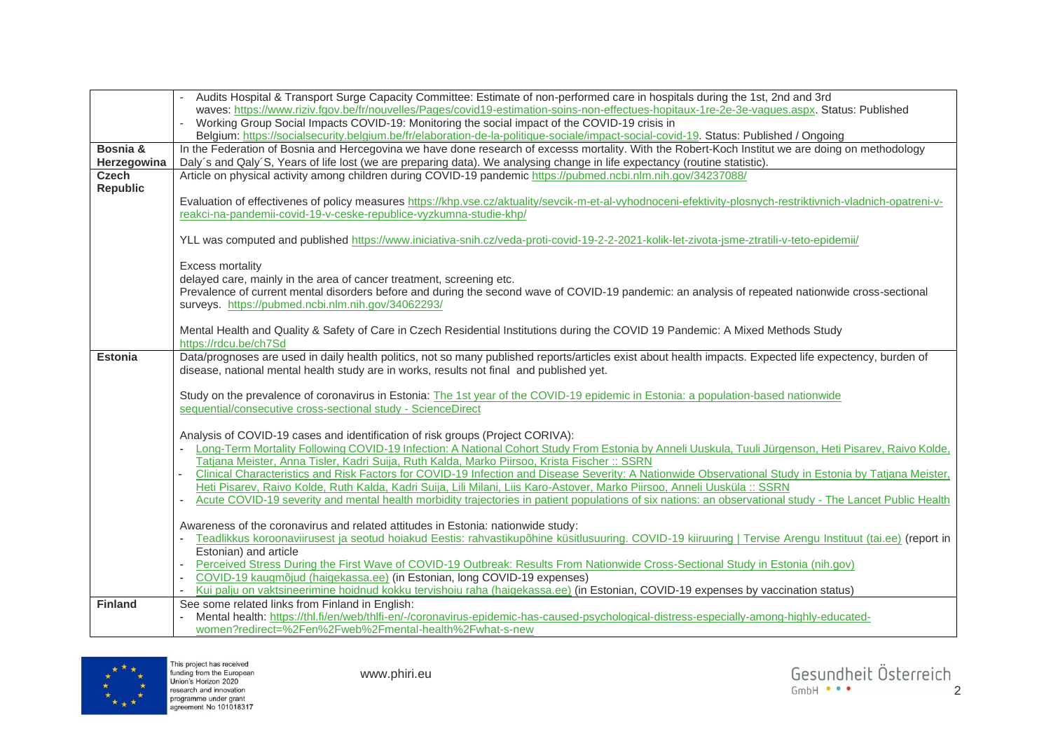| | |
|---|---|
| | - Audits Hospital & Transport Surge Capacity Committee: Estimate of non-performed care in hospitals during the 1st, 2nd and 3rd waves: https://www.riziv.fgov.be/fr/nouvelles/Pages/covid19-estimation-soins-non-effectues-hopitaux-1re-2e-3e-vagues.aspx. Status: Published<br>- Working Group Social Impacts COVID-19: Monitoring the social impact of the COVID-19 crisis in Belgium: https://socialsecurity.belgium.be/fr/elaboration-de-la-politique-sociale/impact-social-covid-19. Status: Published / Ongoing |
| **Bosnia & Herzegowina** | In the Federation of Bosnia and Hercegovina we have done research of excesss mortality. With the Robert-Koch Institut we are doing on methodology Daly´s and Qaly´S, Years of life lost (we are preparing data). We analysing change in life expectancy (routine statistic). |
| **Czech Republic** | Article on physical activity among children during COVID-19 pandemic https://pubmed.ncbi.nlm.nih.gov/34237088/<br><br>Evaluation of effectivenes of policy measures https://khp.vse.cz/aktuality/sevcik-m-et-al-vyhodnoceni-efektivity-plosnych-restriktivnich-vladnich-opatreni-v-reakci-na-pandemii-covid-19-v-ceske-republice-vyzkumna-studie-khp/<br><br>YLL was computed and published https://www.iniciativa-snih.cz/veda-proti-covid-19-2-2-2021-kolik-let-zivota-jsme-ztratili-v-teto-epidemii/<br><br>Excess mortality<br>delayed care, mainly in the area of cancer treatment, screening etc.<br>Prevalence of current mental disorders before and during the second wave of COVID-19 pandemic: an analysis of repeated nationwide cross-sectional surveys. https://pubmed.ncbi.nlm.nih.gov/34062293/<br><br>Mental Health and Quality & Safety of Care in Czech Residential Institutions during the COVID 19 Pandemic: A Mixed Methods Study https://rdcu.be/ch7Sd |
| **Estonia** | Data/prognoses are used in daily health politics, not so many published reports/articles exist about health impacts. Expected life expectancy, burden of disease, national mental health study are in works, results not final and published yet.<br><br>Study on the prevalence of coronavirus in Estonia: The 1st year of the COVID-19 epidemic in Estonia: a population-based nationwide sequential/consecutive cross-sectional study - ScienceDirect<br><br>Analysis of COVID-19 cases and identification of risk groups (Project CORIVA):<br>- Long-Term Mortality Following COVID-19 Infection: A National Cohort Study From Estonia by Anneli Uuskula, Tuuli Jürgenson, Heti Pisarev, Raivo Kolde, Tatjana Meister, Anna Tisler, Kadri Suija, Ruth Kalda, Marko Piirsoo, Krista Fischer :: SSRN<br>- Clinical Characteristics and Risk Factors for COVID-19 Infection and Disease Severity: A Nationwide Observational Study in Estonia by Tatjana Meister, Heti Pisarev, Raivo Kolde, Ruth Kalda, Kadri Suija, Lili Milani, Liis Karo-Astover, Marko Piirsoo, Anneli Uusküla :: SSRN<br>- Acute COVID-19 severity and mental health morbidity trajectories in patient populations of six nations: an observational study - The Lancet Public Health<br><br>Awareness of the coronavirus and related attitudes in Estonia: nationwide study:<br>- Teadlikkus koroonaviirusest ja seotud hoiakud Eestis: rahvastikupõhine küsitlusuuring. COVID-19 kiiruuring \| Tervise Arengu Instituut (tai.ee) (report in Estonian) and article<br>- Perceived Stress During the First Wave of COVID-19 Outbreak: Results From Nationwide Cross-Sectional Study in Estonia (nih.gov)<br>- COVID-19 kaugmõjud (haigekassa.ee) (in Estonian, long COVID-19 expenses)<br>- Kui palju on vaktsineerimine hoidnud kokku tervishoiu raha (haigekassa.ee) (in Estonian, COVID-19 expenses by vaccination status) |
| **Finland** | See some related links from Finland in English:<br>- Mental health: https://thl.fi/en/web/thlfi-en/-/coronavirus-epidemic-has-caused-psychological-distress-especially-among-highly-educated-women?redirect=%2Fen%2Fweb%2Fmental-health%2Fwhat-s-new |

This project has received funding from the European Union's Horizon 2020 research and innovation programme under grant agreement No 101018317

www.phiri.eu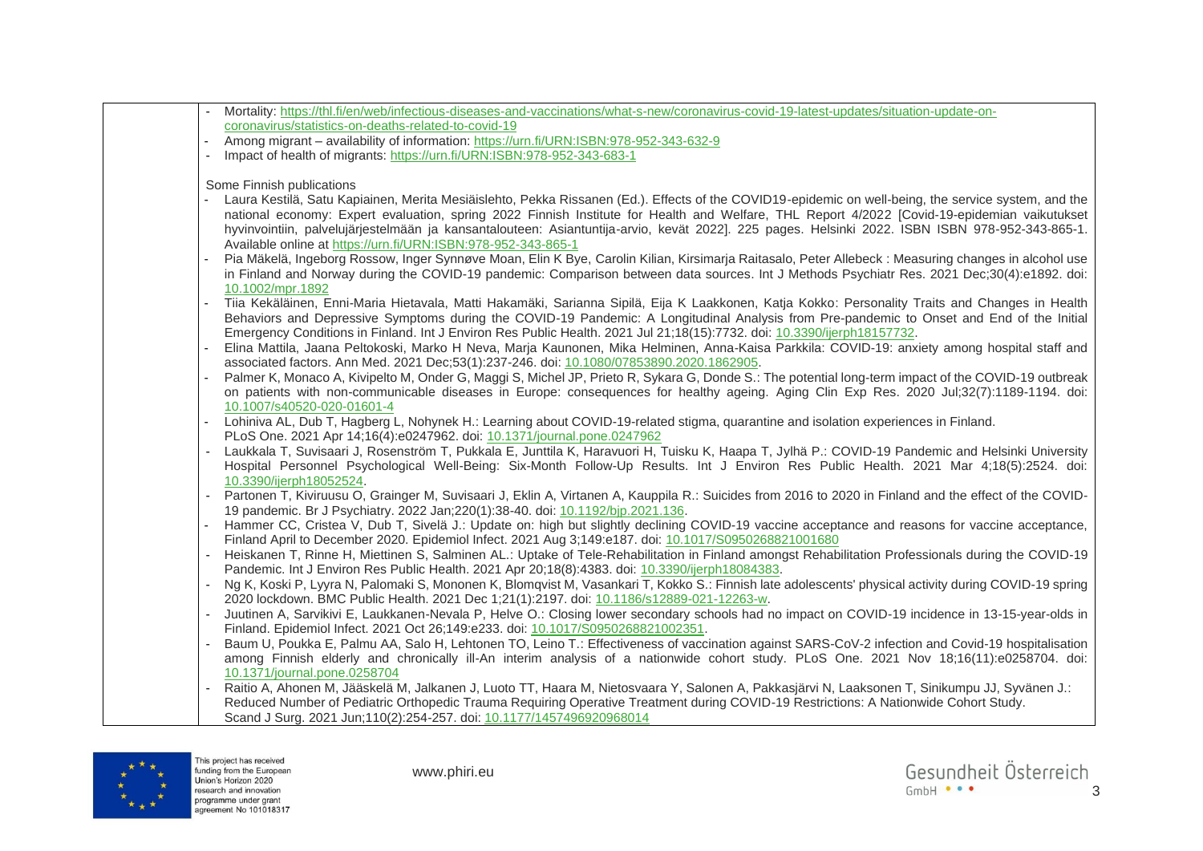| | - Mortality: https://thl.fi/en/web/infectious-diseases-and-vaccinations/what-s-new/coronavirus-covid-19-latest-updates/situation-update-on-coronavirus/statistics-on-deaths-related-to-covid-19<br>- Among migrant – availability of information: https://urn.fi/URN:ISBN:978-952-343-632-9<br>- Impact of health of migrants: https://urn.fi/URN:ISBN:978-952-343-683-1<br><br>Some Finnish publications<br>- Laura Kestilä, Satu Kapiainen, Merita Mesiäislehto, Pekka Rissanen (Ed.). Effects of the COVID19-epidemic on well-being, the service system, and the national economy: Expert evaluation, spring 2022 Finnish Institute for Health and Welfare, THL Report 4/2022 [Covid-19-epidemian vaikutukset hyvinvointiin, palvelujärjestelmään ja kansantalouteen: Asiantuntija-arvio, kevät 2022]. 225 pages. Helsinki 2022. ISBN ISBN 978-952-343-865-1. Available online at https://urn.fi/URN:ISBN:978-952-343-865-1<br>- Pia Mäkelä, Ingeborg Rossow, Inger Synnøve Moan, Elin K Bye, Carolin Kilian, Kirsimarja Raitasalo, Peter Allebeck : Measuring changes in alcohol use in Finland and Norway during the COVID-19 pandemic: Comparison between data sources. Int J Methods Psychiatr Res. 2021 Dec;30(4):e1892. doi: 10.1002/mpr.1892<br>- Tiia Kekäläinen, Enni-Maria Hietavala, Matti Hakamäki, Sarianna Sipilä, Eija K Laakkonen, Katja Kokko: Personality Traits and Changes in Health Behaviors and Depressive Symptoms during the COVID-19 Pandemic: A Longitudinal Analysis from Pre-pandemic to Onset and End of the Initial Emergency Conditions in Finland. Int J Environ Res Public Health. 2021 Jul 21;18(15):7732. doi: 10.3390/ijerph18157732.<br>- Elina Mattila, Jaana Peltokoski, Marko H Neva, Marja Kaunonen, Mika Helminen, Anna-Kaisa Parkkila: COVID-19: anxiety among hospital staff and associated factors. Ann Med. 2021 Dec;53(1):237-246. doi: 10.1080/07853890.2020.1862905.<br>- Palmer K, Monaco A, Kivipelto M, Onder G, Maggi S, Michel JP, Prieto R, Sykara G, Donde S.: The potential long-term impact of the COVID-19 outbreak on patients with non-communicable diseases in Europe: consequences for healthy ageing. Aging Clin Exp Res. 2020 Jul;32(7):1189-1194. doi: 10.1007/s40520-020-01601-4<br>- Lohiniva AL, Dub T, Hagberg L, Nohynek H.: Learning about COVID-19-related stigma, quarantine and isolation experiences in Finland. PLoS One. 2021 Apr 14;16(4):e0247962. doi: 10.1371/journal.pone.0247962<br>- Laukkala T, Suvisaari J, Rosenström T, Pukkala E, Junttila K, Haravuori H, Tuisku K, Haapa T, Jylhä P.: COVID-19 Pandemic and Helsinki University Hospital Personnel Psychological Well-Being: Six-Month Follow-Up Results. Int J Environ Res Public Health. 2021 Mar 4;18(5):2524. doi: 10.3390/ijerph18052524.<br>- Partonen T, Kiviruusu O, Grainger M, Suvisaari J, Eklin A, Virtanen A, Kauppila R.: Suicides from 2016 to 2020 in Finland and the effect of the COVID-19 pandemic. Br J Psychiatry. 2022 Jan;220(1):38-40. doi: 10.1192/bjp.2021.136.<br>- Hammer CC, Cristea V, Dub T, Sivelä J.: Update on: high but slightly declining COVID-19 vaccine acceptance and reasons for vaccine acceptance, Finland April to December 2020. Epidemiol Infect. 2021 Aug 3;149:e187. doi: 10.1017/S0950268821001680<br>- Heiskanen T, Rinne H, Miettinen S, Salminen AL.: Uptake of Tele-Rehabilitation in Finland amongst Rehabilitation Professionals during the COVID-19 Pandemic. Int J Environ Res Public Health. 2021 Apr 20;18(8):4383. doi: 10.3390/ijerph18084383.<br>- Ng K, Koski P, Lyyra N, Palomaki S, Mononen K, Blomqvist M, Vasankari T, Kokko S.: Finnish late adolescents' physical activity during COVID-19 spring 2020 lockdown. BMC Public Health. 2021 Dec 1;21(1):2197. doi: 10.1186/s12889-021-12263-w.<br>- Juutinen A, Sarvikivi E, Laukkanen-Nevala P, Helve O.: Closing lower secondary schools had no impact on COVID-19 incidence in 13-15-year-olds in Finland. Epidemiol Infect. 2021 Oct 26;149:e233. doi: 10.1017/S0950268821002351.<br>- Baum U, Poukka E, Palmu AA, Salo H, Lehtonen TO, Leino T.: Effectiveness of vaccination against SARS-CoV-2 infection and Covid-19 hospitalisation among Finnish elderly and chronically ill-An interim analysis of a nationwide cohort study. PLoS One. 2021 Nov 18;16(11):e0258704. doi: 10.1371/journal.pone.0258704<br>- Raitio A, Ahonen M, Jääskelä M, Jalkanen J, Luoto TT, Haara M, Nietosvaara Y, Salonen A, Pakkasjärvi N, Laaksonen T, Sinikumpu JJ, Syvänen J.: Reduced Number of Pediatric Orthopedic Trauma Requiring Operative Treatment during COVID-19 Restrictions: A Nationwide Cohort Study. Scand J Surg. 2021 Jun;110(2):254-257. doi: 10.1177/1457496920968014 |
|---|---|

This project has received funding from the European Union's Horizon 2020 research and innovation programme under grant agreement No 101018317

www.phiri.eu

Gesundheit Österreich GmbH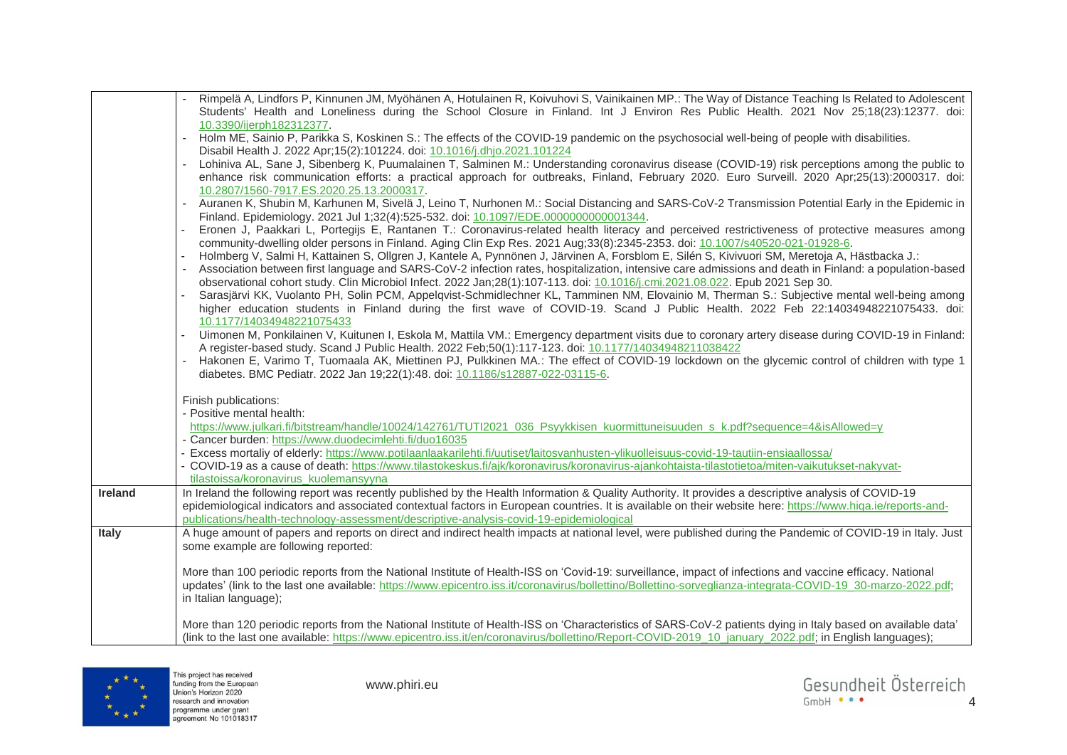| | |
|---|---|
| | - Rimpelä A, Lindfors P, Kinnunen JM, Myöhänen A, Hotulainen R, Koivuhovi S, Vainikainen MP.: The Way of Distance Teaching Is Related to Adolescent Students' Health and Loneliness during the School Closure in Finland. Int J Environ Res Public Health. 2021 Nov 25;18(23):12377. doi: 10.3390/ijerph182312377.<br>- Holm ME, Sainio P, Parikka S, Koskinen S.: The effects of the COVID-19 pandemic on the psychosocial well-being of people with disabilities. Disabil Health J. 2022 Apr;15(2):101224. doi: 10.1016/j.dhjo.2021.101224<br>- Lohiniva AL, Sane J, Sibenberg K, Puumalainen T, Salminen M.: Understanding coronavirus disease (COVID-19) risk perceptions among the public to enhance risk communication efforts: a practical approach for outbreaks, Finland, February 2020. Euro Surveill. 2020 Apr;25(13):2000317. doi: 10.2807/1560-7917.ES.2020.25.13.2000317.<br>- Auranen K, Shubin M, Karhunen M, Sivelä J, Leino T, Nurhonen M.: Social Distancing and SARS-CoV-2 Transmission Potential Early in the Epidemic in Finland. Epidemiology. 2021 Jul 1;32(4):525-532. doi: 10.1097/EDE.0000000000001344.<br>- Eronen J, Paakkari L, Portegijs E, Rantanen T.: Coronavirus-related health literacy and perceived restrictiveness of protective measures among community-dwelling older persons in Finland. Aging Clin Exp Res. 2021 Aug;33(8):2345-2353. doi: 10.1007/s40520-021-01928-6.<br>- Holmberg V, Salmi H, Kattainen S, Ollgren J, Kantele A, Pynnönen J, Järvinen A, Forsblom E, Silén S, Kivivuori SM, Meretoja A, Hästbacka J.:<br>- Association between first language and SARS-CoV-2 infection rates, hospitalization, intensive care admissions and death in Finland: a population-based observational cohort study. Clin Microbiol Infect. 2022 Jan;28(1):107-113. doi: 10.1016/j.cmi.2021.08.022. Epub 2021 Sep 30.<br>- Sarasjärvi KK, Vuolanto PH, Solin PCM, Appelqvist-Schmidlechner KL, Tamminen NM, Elovainio M, Therman S.: Subjective mental well-being among higher education students in Finland during the first wave of COVID-19. Scand J Public Health. 2022 Feb 22:14034948221075433. doi: 10.1177/14034948221075433<br>- Uimonen M, Ponkilainen V, Kuitunen I, Eskola M, Mattila VM.: Emergency department visits due to coronary artery disease during COVID-19 in Finland: A register-based study. Scand J Public Health. 2022 Feb;50(1):117-123. doi: 10.1177/14034948211038422<br>- Hakonen E, Varimo T, Tuomaala AK, Miettinen PJ, Pulkkinen MA.: The effect of COVID-19 lockdown on the glycemic control of children with type 1 diabetes. BMC Pediatr. 2022 Jan 19;22(1):48. doi: 10.1186/s12887-022-03115-6.<br><br>Finish publications:<br>- Positive mental health: https://www.julkari.fi/bitstream/handle/10024/142761/TUTI2021_036_Psyykkisen_kuormittuneisuuden_s_k.pdf?sequence=4&isAllowed=y<br>- Cancer burden: https://www.duodecimlehti.fi/duo16035<br>- Excess mortaliy of elderly: https://www.potilaanlaakarilehti.fi/uutiset/laitosvanhusten-ylikuolleisuus-covid-19-tautiin-ensiaallossa/<br>- COVID-19 as a cause of death: https://www.tilastokeskus.fi/ajk/koronavirus/koronavirus-ajankohtaista-tilastotietoa/miten-vaikutukset-nakyvat-tilastoissa/koronavirus_kuolemansyyna |
| **Ireland** | In Ireland the following report was recently published by the Health Information & Quality Authority. It provides a descriptive analysis of COVID-19 epidemiological indicators and associated contextual factors in European countries. It is available on their website here: https://www.hiqa.ie/reports-and-publications/health-technology-assessment/descriptive-analysis-covid-19-epidemiological |
| **Italy** | A huge amount of papers and reports on direct and indirect health impacts at national level, were published during the Pandemic of COVID-19 in Italy. Just some example are following reported:<br><br>More than 100 periodic reports from the National Institute of Health-ISS on 'Covid-19: surveillance, impact of infections and vaccine efficacy. National updates' (link to the last one available: https://www.epicentro.iss.it/coronavirus/bollettino/Bollettino-sorveglianza-integrata-COVID-19_30-marzo-2022.pdf; in Italian language);<br><br>More than 120 periodic reports from the National Institute of Health-ISS on 'Characteristics of SARS-CoV-2 patients dying in Italy based on available data' (link to the last one available: https://www.epicentro.iss.it/en/coronavirus/bollettino/Report-COVID-2019_10_january_2022.pdf; in English languages); |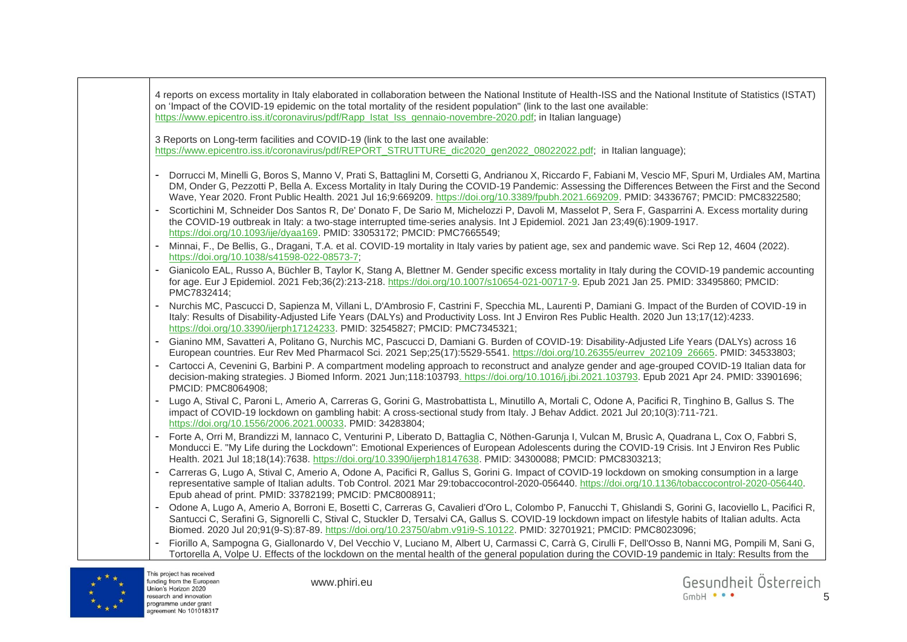| | |
|---|---|
| | 4 reports on excess mortality in Italy elaborated in collaboration between the National Institute of Health-ISS and the National Institute of Statistics (ISTAT) on 'Impact of the COVID-19 epidemic on the total mortality of the resident population" (link to the last one available: https://www.epicentro.iss.it/coronavirus/pdf/Rapp_Istat_Iss_gennaio-novembre-2020.pdf; in Italian language)<br><br>3 Reports on Long-term facilities and COVID-19 (link to the last one available: https://www.epicentro.iss.it/coronavirus/pdf/REPORT_STRUTTURE_dic2020_gen2022_08022022.pdf; in Italian language);<br><br>- Dorrucci M, Minelli G, Boros S, Manno V, Prati S, Battaglini M, Corsetti G, Andrianou X, Riccardo F, Fabiani M, Vescio MF, Spuri M, Urdiales AM, Martina DM, Onder G, Pezzotti P, Bella A. Excess Mortality in Italy During the COVID-19 Pandemic: Assessing the Differences Between the First and the Second Wave, Year 2020. Front Public Health. 2021 Jul 16;9:669209. https://doi.org/10.3389/fpubh.2021.669209. PMID: 34336767; PMCID: PMC8322580;<br>- Scortichini M, Schneider Dos Santos R, De' Donato F, De Sario M, Michelozzi P, Davoli M, Masselot P, Sera F, Gasparrini A. Excess mortality during the COVID-19 outbreak in Italy: a two-stage interrupted time-series analysis. Int J Epidemiol. 2021 Jan 23;49(6):1909-1917. https://doi.org/10.1093/ije/dyaa169. PMID: 33053172; PMCID: PMC7665549;<br>- Minnai, F., De Bellis, G., Dragani, T.A. et al. COVID-19 mortality in Italy varies by patient age, sex and pandemic wave. Sci Rep 12, 4604 (2022). https://doi.org/10.1038/s41598-022-08573-7;<br>- Gianicolo EAL, Russo A, Büchler B, Taylor K, Stang A, Blettner M. Gender specific excess mortality in Italy during the COVID-19 pandemic accounting for age. Eur J Epidemiol. 2021 Feb;36(2):213-218. https://doi.org/10.1007/s10654-021-00717-9. Epub 2021 Jan 25. PMID: 33495860; PMCID: PMC7832414;<br>- Nurchis MC, Pascucci D, Sapienza M, Villani L, D'Ambrosio F, Castrini F, Specchia ML, Laurenti P, Damiani G. Impact of the Burden of COVID-19 in Italy: Results of Disability-Adjusted Life Years (DALYs) and Productivity Loss. Int J Environ Res Public Health. 2020 Jun 13;17(12):4233. https://doi.org/10.3390/ijerph17124233. PMID: 32545827; PMCID: PMC7345321;<br>- Gianino MM, Savatteri A, Politano G, Nurchis MC, Pascucci D, Damiani G. Burden of COVID-19: Disability-Adjusted Life Years (DALYs) across 16 European countries. Eur Rev Med Pharmacol Sci. 2021 Sep;25(17):5529-5541. https://doi.org/10.26355/eurrev_202109_26665. PMID: 34533803;<br>- Cartocci A, Cevenini G, Barbini P. A compartment modeling approach to reconstruct and analyze gender and age-grouped COVID-19 Italian data for decision-making strategies. J Biomed Inform. 2021 Jun;118:103793. https://doi.org/10.1016/j.jbi.2021.103793. Epub 2021 Apr 24. PMID: 33901696; PMCID: PMC8064908;<br>- Lugo A, Stival C, Paroni L, Amerio A, Carreras G, Gorini G, Mastrobattista L, Minutillo A, Mortali C, Odone A, Pacifici R, Tinghino B, Gallus S. The impact of COVID-19 lockdown on gambling habit: A cross-sectional study from Italy. J Behav Addict. 2021 Jul 20;10(3):711-721. https://doi.org/10.1556/2006.2021.00033. PMID: 34283804;<br>- Forte A, Orri M, Brandizzi M, Iannaco C, Venturini P, Liberato D, Battaglia C, Nöthen-Garunja I, Vulcan M, Brusìc A, Quadrana L, Cox O, Fabbri S, Monducci E. "My Life during the Lockdown": Emotional Experiences of European Adolescents during the COVID-19 Crisis. Int J Environ Res Public Health. 2021 Jul 18;18(14):7638. https://doi.org/10.3390/ijerph18147638. PMID: 34300088; PMCID: PMC8303213;<br>- Carreras G, Lugo A, Stival C, Amerio A, Odone A, Pacifici R, Gallus S, Gorini G. Impact of COVID-19 lockdown on smoking consumption in a large representative sample of Italian adults. Tob Control. 2021 Mar 29:tobaccocontrol-2020-056440. https://doi.org/10.1136/tobaccocontrol-2020-056440. Epub ahead of print. PMID: 33782199; PMCID: PMC8008911;<br>- Odone A, Lugo A, Amerio A, Borroni E, Bosetti C, Carreras G, Cavalieri d'Oro L, Colombo P, Fanucchi T, Ghislandi S, Gorini G, Iacoviello L, Pacifici R, Santucci C, Serafini G, Signorelli C, Stival C, Stuckler D, Tersalvi CA, Gallus S. COVID-19 lockdown impact on lifestyle habits of Italian adults. Acta Biomed. 2020 Jul 20;91(9-S):87-89. https://doi.org/10.23750/abm.v91i9-S.10122. PMID: 32701921; PMCID: PMC8023096;<br>- Fiorillo A, Sampogna G, Giallonardo V, Del Vecchio V, Luciano M, Albert U, Carmassi C, Carrà G, Cirulli F, Dell'Osso B, Nanni MG, Pompili M, Sani G, Tortorella A, Volpe U. Effects of the lockdown on the mental health of the general population during the COVID-19 pandemic in Italy: Results from the |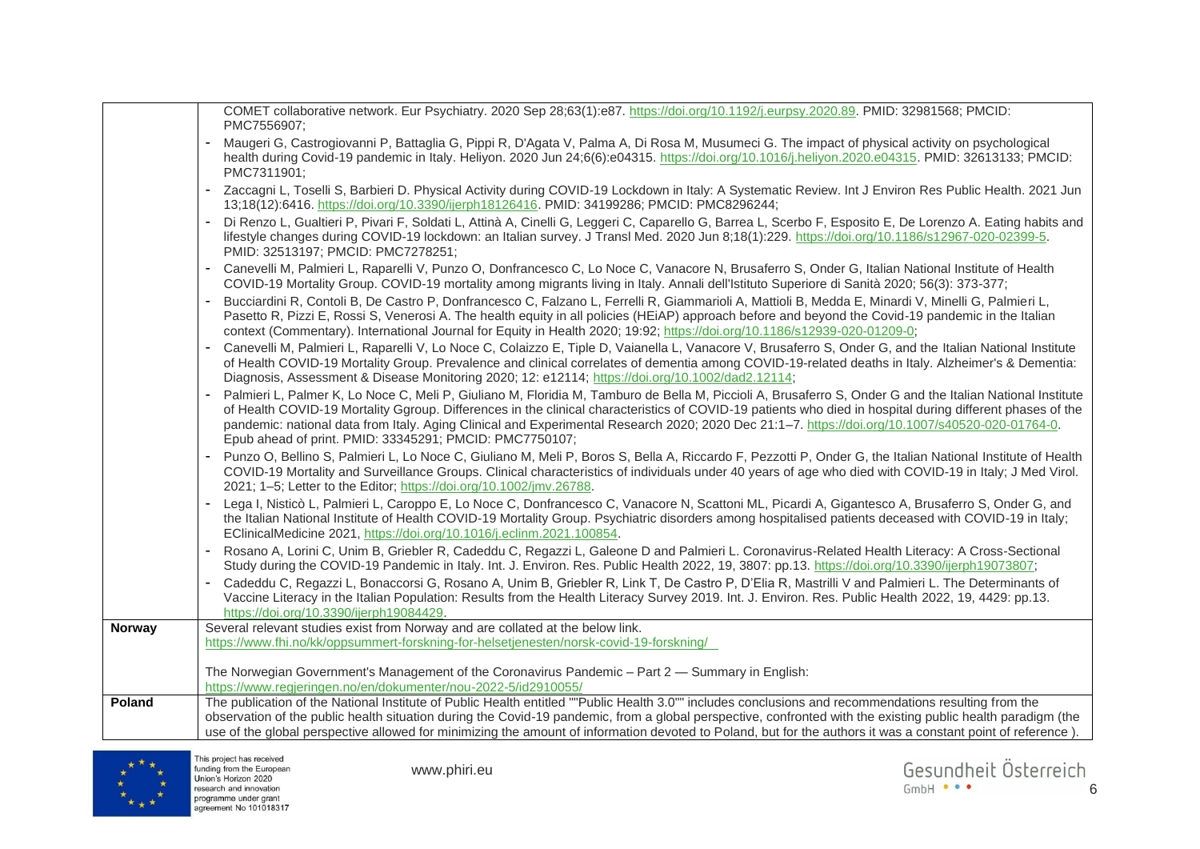| | |
|---|---|
| | COMET collaborative network. Eur Psychiatry. 2020 Sep 28;63(1):e87. https://doi.org/10.1192/j.eurpsy.2020.89. PMID: 32981568; PMCID: PMC7556907;<br>- Maugeri G, Castrogiovanni P, Battaglia G, Pippi R, D'Agata V, Palma A, Di Rosa M, Musumeci G. The impact of physical activity on psychological health during Covid-19 pandemic in Italy. Heliyon. 2020 Jun 24;6(6):e04315. https://doi.org/10.1016/j.heliyon.2020.e04315. PMID: 32613133; PMCID: PMC7311901;<br>- Zaccagni L, Toselli S, Barbieri D. Physical Activity during COVID-19 Lockdown in Italy: A Systematic Review. Int J Environ Res Public Health. 2021 Jun 13;18(12):6416. https://doi.org/10.3390/ijerph18126416. PMID: 34199286; PMCID: PMC8296244;<br>- Di Renzo L, Gualtieri P, Pivari F, Soldati L, Attinà A, Cinelli G, Leggeri C, Caparello G, Barrea L, Scerbo F, Esposito E, De Lorenzo A. Eating habits and lifestyle changes during COVID-19 lockdown: an Italian survey. J Transl Med. 2020 Jun 8;18(1):229. https://doi.org/10.1186/s12967-020-02399-5. PMID: 32513197; PMCID: PMC7278251;<br>- Canevelli M, Palmieri L, Raparelli V, Punzo O, Donfrancesco C, Lo Noce C, Vanacore N, Brusaferro S, Onder G, Italian National Institute of Health COVID-19 Mortality Group. COVID-19 mortality among migrants living in Italy. Annali dell'Istituto Superiore di Sanità 2020; 56(3): 373-377;<br>- Bucciardini R, Contoli B, De Castro P, Donfrancesco C, Falzano L, Ferrelli R, Giammarioli A, Mattioli B, Medda E, Minardi V, Minelli G, Palmieri L, Pasetto R, Pizzi E, Rossi S, Venerosi A. The health equity in all policies (HEiAP) approach before and beyond the Covid-19 pandemic in the Italian context (Commentary). International Journal for Equity in Health 2020; 19:92; https://doi.org/10.1186/s12939-020-01209-0;<br>- Canevelli M, Palmieri L, Raparelli V, Lo Noce C, Colaizzo E, Tiple D, Vaianella L, Vanacore V, Brusaferro S, Onder G, and the Italian National Institute of Health COVID-19 Mortality Group. Prevalence and clinical correlates of dementia among COVID-19-related deaths in Italy. Alzheimer's & Dementia: Diagnosis, Assessment & Disease Monitoring 2020; 12: e12114; https://doi.org/10.1002/dad2.12114;<br>- Palmieri L, Palmer K, Lo Noce C, Meli P, Giuliano M, Floridia M, Tamburo de Bella M, Piccioli A, Brusaferro S, Onder G and the Italian National Institute of Health COVID-19 Mortality Ggroup. Differences in the clinical characteristics of COVID-19 patients who died in hospital during different phases of the pandemic: national data from Italy. Aging Clinical and Experimental Research 2020; 2020 Dec 21:1–7. https://doi.org/10.1007/s40520-020-01764-0. Epub ahead of print. PMID: 33345291; PMCID: PMC7750107;<br>- Punzo O, Bellino S, Palmieri L, Lo Noce C, Giuliano M, Meli P, Boros S, Bella A, Riccardo F, Pezzotti P, Onder G, the Italian National Institute of Health COVID-19 Mortality and Surveillance Groups. Clinical characteristics of individuals under 40 years of age who died with COVID-19 in Italy; J Med Virol. 2021; 1–5; Letter to the Editor; https://doi.org/10.1002/jmv.26788.<br>- Lega I, Nisticò L, Palmieri L, Caroppo E, Lo Noce C, Donfrancesco C, Vanacore N, Scattoni ML, Picardi A, Gigantesco A, Brusaferro S, Onder G, and the Italian National Institute of Health COVID-19 Mortality Group. Psychiatric disorders among hospitalised patients deceased with COVID-19 in Italy; EClinicalMedicine 2021, https://doi.org/10.1016/j.eclinm.2021.100854.<br>- Rosano A, Lorini C, Unim B, Griebler R, Cadeddu C, Regazzi L, Galeone D and Palmieri L. Coronavirus-Related Health Literacy: A Cross-Sectional Study during the COVID-19 Pandemic in Italy. Int. J. Environ. Res. Public Health 2022, 19, 3807: pp.13. https://doi.org/10.3390/ijerph19073807;<br>- Cadeddu C, Regazzi L, Bonaccorsi G, Rosano A, Unim B, Griebler R, Link T, De Castro P, D'Elia R, Mastrilli V and Palmieri L. The Determinants of Vaccine Literacy in the Italian Population: Results from the Health Literacy Survey 2019. Int. J. Environ. Res. Public Health 2022, 19, 4429: pp.13. https://doi.org/10.3390/ijerph19084429. |
| **Norway** | Several relevant studies exist from Norway and are collated at the below link.<br>https://www.fhi.no/kk/oppsummert-forskning-for-helsetjenesten/norsk-covid-19-forskning/<br><br>The Norwegian Government's Management of the Coronavirus Pandemic – Part 2 — Summary in English:<br>https://www.regjeringen.no/en/dokumenter/nou-2022-5/id2910055/ |
| **Poland** | The publication of the National Institute of Public Health entitled ""Public Health 3.0"" includes conclusions and recommendations resulting from the observation of the public health situation during the Covid-19 pandemic, from a global perspective, confronted with the existing public health paradigm (the use of the global perspective allowed for minimizing the amount of information devoted to Poland, but for the authors it was a constant point of reference ). |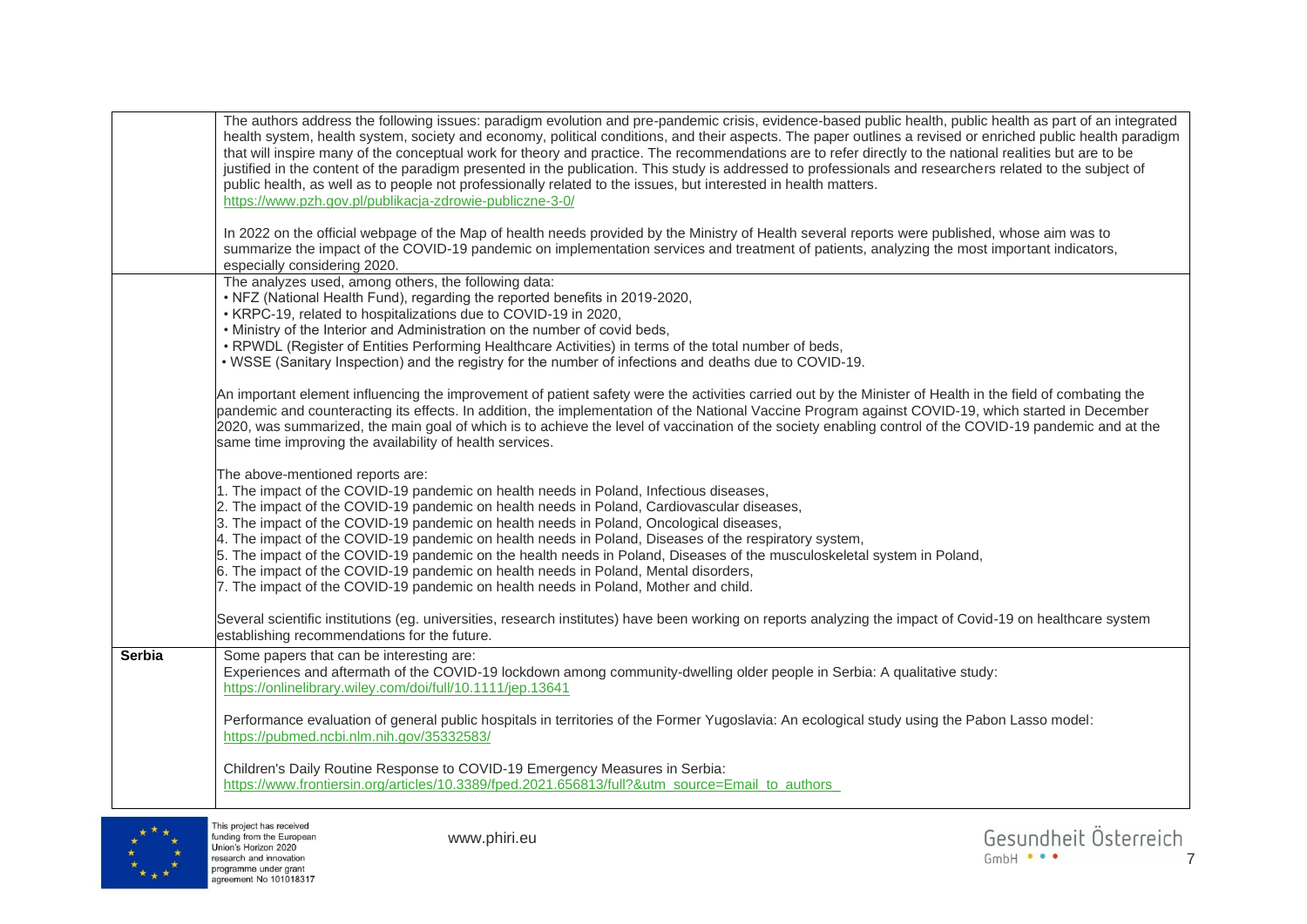| | |
|---|---|
| | The authors address the following issues: paradigm evolution and pre-pandemic crisis, evidence-based public health, public health as part of an integrated health system, health system, society and economy, political conditions, and their aspects. The paper outlines a revised or enriched public health paradigm that will inspire many of the conceptual work for theory and practice. The recommendations are to refer directly to the national realities but are to be justified in the content of the paradigm presented in the publication. This study is addressed to professionals and researchers related to the subject of public health, as well as to people not professionally related to the issues, but interested in health matters.<br>https://www.pzh.gov.pl/publikacja-zdrowie-publiczne-3-0/<br><br>In 2022 on the official webpage of the Map of health needs provided by the Ministry of Health several reports were published, whose aim was to summarize the impact of the COVID-19 pandemic on implementation services and treatment of patients, analyzing the most important indicators, especially considering 2020. |
| | The analyzes used, among others, the following data:<br>• NFZ (National Health Fund), regarding the reported benefits in 2019-2020,<br>• KRPC-19, related to hospitalizations due to COVID-19 in 2020,<br>• Ministry of the Interior and Administration on the number of covid beds,<br>• RPWDL (Register of Entities Performing Healthcare Activities) in terms of the total number of beds,<br>• WSSE (Sanitary Inspection) and the registry for the number of infections and deaths due to COVID-19.<br><br>An important element influencing the improvement of patient safety were the activities carried out by the Minister of Health in the field of combating the pandemic and counteracting its effects. In addition, the implementation of the National Vaccine Program against COVID-19, which started in December 2020, was summarized, the main goal of which is to achieve the level of vaccination of the society enabling control of the COVID-19 pandemic and at the same time improving the availability of health services.<br><br>The above-mentioned reports are:<br>1. The impact of the COVID-19 pandemic on health needs in Poland, Infectious diseases,<br>2. The impact of the COVID-19 pandemic on health needs in Poland, Cardiovascular diseases,<br>3. The impact of the COVID-19 pandemic on health needs in Poland, Oncological diseases,<br>4. The impact of the COVID-19 pandemic on health needs in Poland, Diseases of the respiratory system,<br>5. The impact of the COVID-19 pandemic on the health needs in Poland, Diseases of the musculoskeletal system in Poland,<br>6. The impact of the COVID-19 pandemic on health needs in Poland, Mental disorders,<br>7. The impact of the COVID-19 pandemic on health needs in Poland, Mother and child.<br><br>Several scientific institutions (eg. universities, research institutes) have been working on reports analyzing the impact of Covid-19 on healthcare system establishing recommendations for the future. |
| **Serbia** | Some papers that can be interesting are:<br>Experiences and aftermath of the COVID-19 lockdown among community-dwelling older people in Serbia: A qualitative study:<br>https://onlinelibrary.wiley.com/doi/full/10.1111/jep.13641<br><br>Performance evaluation of general public hospitals in territories of the Former Yugoslavia: An ecological study using the Pabon Lasso model:<br>https://pubmed.ncbi.nlm.nih.gov/35332583/<br><br>Children's Daily Routine Response to COVID-19 Emergency Measures in Serbia:<br>https://www.frontiersin.org/articles/10.3389/fped.2021.656813/full?&utm_source=Email_to_authors_ |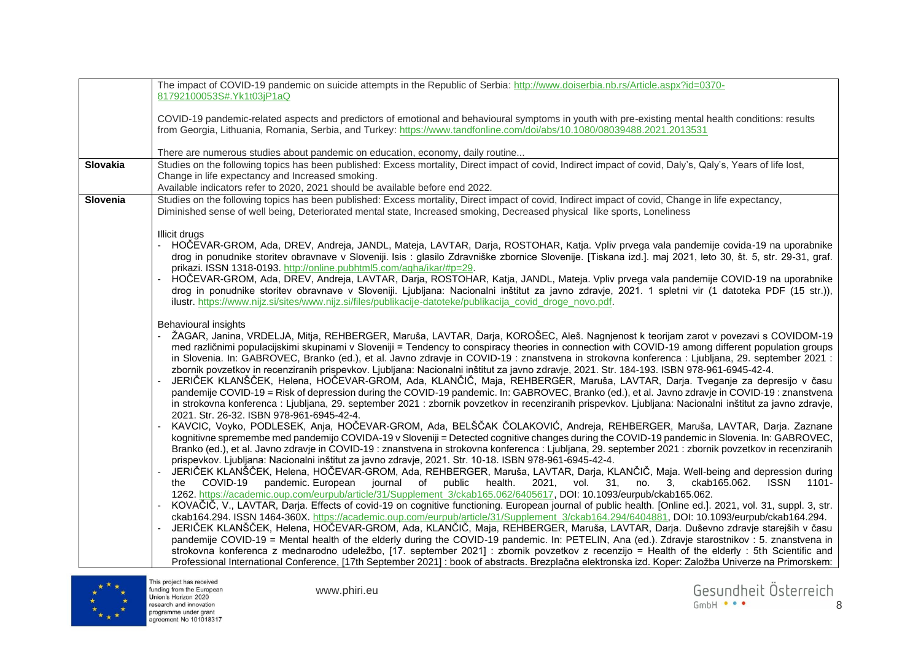| | |
|---|---|
| | The impact of COVID-19 pandemic on suicide attempts in the Republic of Serbia: http://www.doiserbia.nb.rs/Article.aspx?id=0370-81792100053S#.Yk1t03jP1aQ<br><br>COVID-19 pandemic-related aspects and predictors of emotional and behavioural symptoms in youth with pre-existing mental health conditions: results from Georgia, Lithuania, Romania, Serbia, and Turkey: https://www.tandfonline.com/doi/abs/10.1080/08039488.2021.2013531<br><br>There are numerous studies about pandemic on education, economy, daily routine... |
| **Slovakia** | Studies on the following topics has been published: Excess mortality, Direct impact of covid, Indirect impact of covid, Daly's, Qaly's, Years of life lost, Change in life expectancy and Increased smoking.<br>Available indicators refer to 2020, 2021 should be available before end 2022. |
| **Slovenia** | Studies on the following topics has been published: Excess mortality, Direct impact of covid, Indirect impact of covid, Change in life expectancy, Diminished sense of well being, Deteriorated mental state, Increased smoking, Decreased physical like sports, Loneliness<br><br>Illicit drugs<br>- HOČEVAR-GROM, Ada, DREV, Andreja, JANDL, Mateja, LAVTAR, Darja, ROSTOHAR, Katja. Vpliv prvega vala pandemije covida-19 na uporabnike drog in ponudnike storitev obravnave v Sloveniji. Isis : glasilo Zdravniške zbornice Slovenije. [Tiskana izd.]. maj 2021, leto 30, št. 5, str. 29-31, graf. prikazi. ISSN 1318-0193. http://online.pubhtml5.com/agha/ikar/#p=29.<br>- HOČEVAR-GROM, Ada, DREV, Andreja, LAVTAR, Darja, ROSTOHAR, Katja, JANDL, Mateja. Vpliv prvega vala pandemije COVID-19 na uporabnike drog in ponudnike storitev obravnave v Sloveniji. Ljubljana: Nacionalni inštitut za javno zdravje, 2021. 1 spletni vir (1 datoteka PDF (15 str.)), ilustr. https://www.nijz.si/sites/www.nijz.si/files/publikacije-datoteke/publikacija_covid_droge_novo.pdf.<br><br>Behavioural insights<br>- ŽAGAR, Janina, VRDELJA, Mitja, REHBERGER, Maruša, LAVTAR, Darja, KOROŠEC, Aleš. Nagnjenost k teorijam zarot v povezavi s COVIDOM-19 med različnimi populacijskimi skupinami v Sloveniji = Tendency to conspiracy theories in connection with COVID-19 among different population groups in Slovenia. In: GABROVEC, Branko (ed.), et al. Javno zdravje in COVID-19 : znanstvena in strokovna konferenca : Ljubljana, 29. september 2021 : zbornik povzetkov in recenziranih prispevkov. Ljubljana: Nacionalni inštitut za javno zdravje, 2021. Str. 184-193. ISBN 978-961-6945-42-4.<br>- JERIČEK KLANŠČEK, Helena, HOČEVAR-GROM, Ada, KLANČIČ, Maja, REHBERGER, Maruša, LAVTAR, Darja. Tveganje za depresijo v času pandemije COVID-19 = Risk of depression during the COVID-19 pandemic. In: GABROVEC, Branko (ed.), et al. Javno zdravje in COVID-19 : znanstvena in strokovna konferenca : Ljubljana, 29. september 2021 : zbornik povzetkov in recenziranih prispevkov. Ljubljana: Nacionalni inštitut za javno zdravje, 2021. Str. 26-32. ISBN 978-961-6945-42-4.<br>- KAVCIC, Voyko, PODLESEK, Anja, HOČEVAR-GROM, Ada, BELŠČAK ČOLAKOVIĆ, Andreja, REHBERGER, Maruša, LAVTAR, Darja. Zaznane kognitivne spremembe med pandemijo COVIDA-19 v Sloveniji = Detected cognitive changes during the COVID-19 pandemic in Slovenia. In: GABROVEC, Branko (ed.), et al. Javno zdravje in COVID-19 : znanstvena in strokovna konferenca : Ljubljana, 29. september 2021 : zbornik povzetkov in recenziranih prispevkov. Ljubljana: Nacionalni inštitut za javno zdravje, 2021. Str. 10-18. ISBN 978-961-6945-42-4.<br>- JERIČEK KLANŠČEK, Helena, HOČEVAR-GROM, Ada, REHBERGER, Maruša, LAVTAR, Darja, KLANČIČ, Maja. Well-being and depression during the COVID-19 pandemic. European journal of public health. 2021, vol. 31, no. 3, ckab165.062. ISSN 1101-1262. https://academic.oup.com/eurpub/article/31/Supplement_3/ckab165.062/6405617, DOI: 10.1093/eurpub/ckab165.062.<br>- KOVAČIČ, V., LAVTAR, Darja. Effects of covid-19 on cognitive functioning. European journal of public health. [Online ed.]. 2021, vol. 31, suppl. 3, str. ckab164.294. ISSN 1464-360X. https://academic.oup.com/eurpub/article/31/Supplement_3/ckab164.294/6404881, DOI: 10.1093/eurpub/ckab164.294.<br>- JERIČEK KLANŠČEK, Helena, HOČEVAR-GROM, Ada, KLANČIČ, Maja, REHBERGER, Maruša, LAVTAR, Darja. Duševno zdravje starejših v času pandemije COVID-19 = Mental health of the elderly during the COVID-19 pandemic. In: PETELIN, Ana (ed.). Zdravje starostnikov : 5. znanstvena in strokovna konferenca z mednarodno udeležbo, [17. september 2021] : zbornik povzetkov z recenzijo = Health of the elderly : 5th Scientific and Professional International Conference, [17th September 2021] : book of abstracts. Brezplačna elektronska izd. Koper: Založba Univerze na Primorskem: |

This project has received funding from the European Union's Horizon 2020 research and innovation programme under grant agreement No 101018317

www.phiri.eu

Gesundheit Österreich GmbH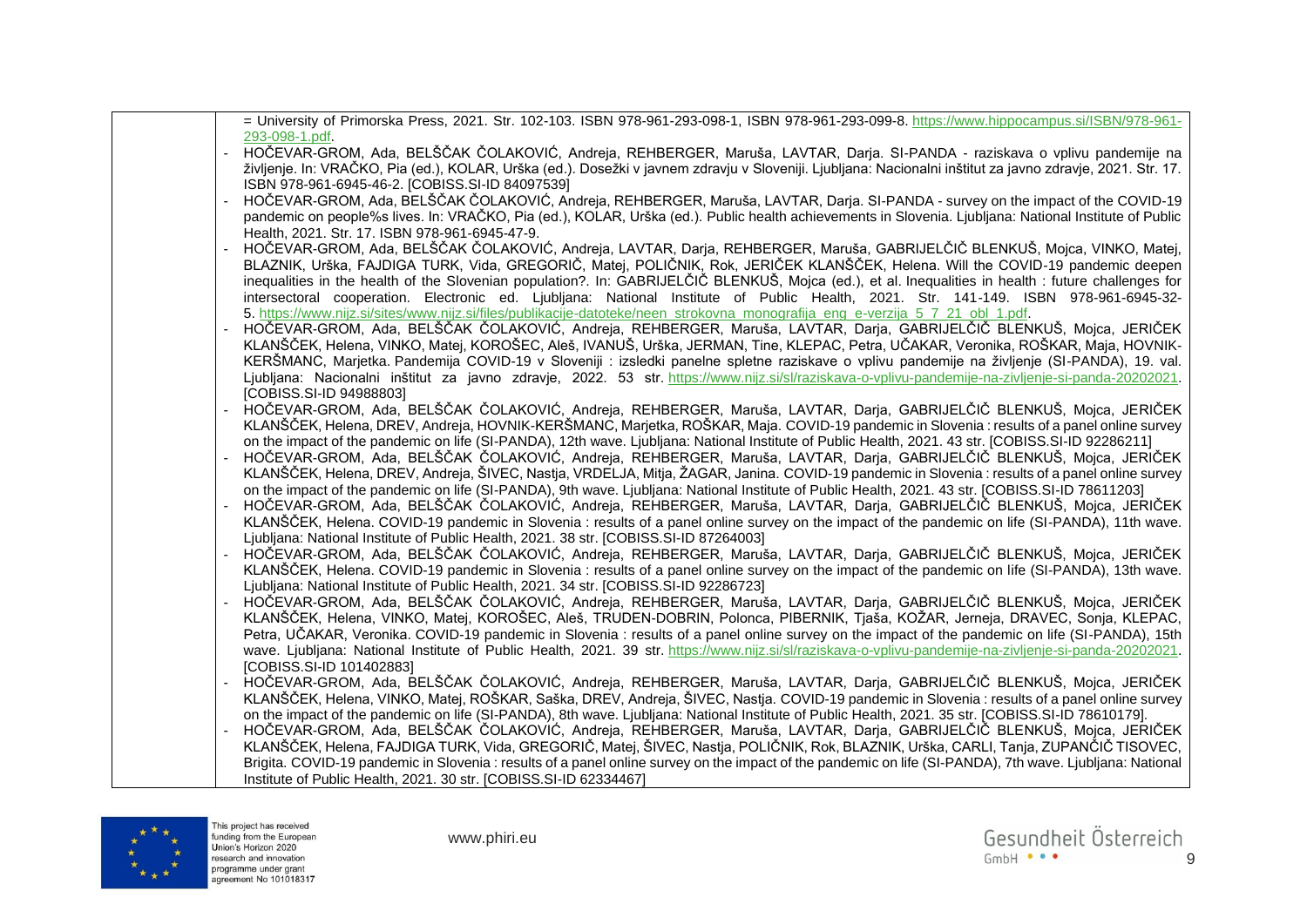| | = University of Primorska Press, 2021. Str. 102-103. ISBN 978-961-293-098-1, ISBN 978-961-293-099-8. https://www.hippocampus.si/ISBN/978-961-293-098-1.pdf.<br>- HOČEVAR-GROM, Ada, BELŠČAK ČOLAKOVIĆ, Andreja, REHBERGER, Maruša, LAVTAR, Darja. SI-PANDA - raziskava o vplivu pandemije na življenje. In: VRAČKO, Pia (ed.), KOLAR, Urška (ed.). Dosežki v javnem zdravju v Sloveniji. Ljubljana: Nacionalni inštitut za javno zdravje, 2021. Str. 17. ISBN 978-961-6945-46-2. [COBISS.SI-ID 84097539]<br>- HOČEVAR-GROM, Ada, BELŠČAK ČOLAKOVIĆ, Andreja, REHBERGER, Maruša, LAVTAR, Darja. SI-PANDA - survey on the impact of the COVID-19 pandemic on people%s lives. In: VRAČKO, Pia (ed.), KOLAR, Urška (ed.). Public health achievements in Slovenia. Ljubljana: National Institute of Public Health, 2021. Str. 17. ISBN 978-961-6945-47-9.<br>- HOČEVAR-GROM, Ada, BELŠČAK ČOLAKOVIĆ, Andreja, LAVTAR, Darja, REHBERGER, Maruša, GABRIJELČIČ BLENKUŠ, Mojca, VINKO, Matej, BLAZNIK, Urška, FAJDIGA TURK, Vida, GREGORIČ, Matej, POLIČNIK, Rok, JERIČEK KLANŠČEK, Helena. Will the COVID-19 pandemic deepen inequalities in the health of the Slovenian population?. In: GABRIJELČIČ BLENKUŠ, Mojca (ed.), et al. Inequalities in health : future challenges for intersectoral cooperation. Electronic ed. Ljubljana: National Institute of Public Health, 2021. Str. 141-149. ISBN 978-961-6945-32-5. https://www.nijz.si/sites/www.nijz.si/files/publikacije-datoteke/neen_strokovna_monografija_eng_e-verzija_5_7_21_obl_1.pdf.<br>- HOČEVAR-GROM, Ada, BELŠČAK ČOLAKOVIĆ, Andreja, REHBERGER, Maruša, LAVTAR, Darja, GABRIJELČIČ BLENKUŠ, Mojca, JERIČEK KLANŠČEK, Helena, VINKO, Matej, KOROŠEC, Aleš, IVANUŠ, Urška, JERMAN, Tine, KLEPAC, Petra, UČAKAR, Veronika, ROŠKAR, Maja, HOVNIK-KERŠMANC, Marjetka. Pandemija COVID-19 v Sloveniji : izsledki panelne spletne raziskave o vplivu pandemije na življenje (SI-PANDA), 19. val. Ljubljana: Nacionalni inštitut za javno zdravje, 2022. 53 str. https://www.nijz.si/sl/raziskava-o-vplivu-pandemije-na-zivljenje-si-panda-20202021. [COBISS.SI-ID 94988803]<br>- HOČEVAR-GROM, Ada, BELŠČAK ČOLAKOVIĆ, Andreja, REHBERGER, Maruša, LAVTAR, Darja, GABRIJELČIČ BLENKUŠ, Mojca, JERIČEK KLANŠČEK, Helena, DREV, Andreja, HOVNIK-KERŠMANC, Marjetka, ROŠKAR, Maja. COVID-19 pandemic in Slovenia : results of a panel online survey on the impact of the pandemic on life (SI-PANDA), 12th wave. Ljubljana: National Institute of Public Health, 2021. 43 str. [COBISS.SI-ID 92286211]<br>- HOČEVAR-GROM, Ada, BELŠČAK ČOLAKOVIĆ, Andreja, REHBERGER, Maruša, LAVTAR, Darja, GABRIJELČIČ BLENKUŠ, Mojca, JERIČEK KLANŠČEK, Helena, DREV, Andreja, ŠIVEC, Nastja, VRDELJA, Mitja, ŽAGAR, Janina. COVID-19 pandemic in Slovenia : results of a panel online survey on the impact of the pandemic on life (SI-PANDA), 9th wave. Ljubljana: National Institute of Public Health, 2021. 43 str. [COBISS.SI-ID 78611203]<br>- HOČEVAR-GROM, Ada, BELŠČAK ČOLAKOVIĆ, Andreja, REHBERGER, Maruša, LAVTAR, Darja, GABRIJELČIČ BLENKUŠ, Mojca, JERIČEK KLANŠČEK, Helena. COVID-19 pandemic in Slovenia : results of a panel online survey on the impact of the pandemic on life (SI-PANDA), 11th wave. Ljubljana: National Institute of Public Health, 2021. 38 str. [COBISS.SI-ID 87264003]<br>- HOČEVAR-GROM, Ada, BELŠČAK ČOLAKOVIĆ, Andreja, REHBERGER, Maruša, LAVTAR, Darja, GABRIJELČIČ BLENKUŠ, Mojca, JERIČEK KLANŠČEK, Helena. COVID-19 pandemic in Slovenia : results of a panel online survey on the impact of the pandemic on life (SI-PANDA), 13th wave. Ljubljana: National Institute of Public Health, 2021. 34 str. [COBISS.SI-ID 92286723]<br>- HOČEVAR-GROM, Ada, BELŠČAK ČOLAKOVIĆ, Andreja, REHBERGER, Maruša, LAVTAR, Darja, GABRIJELČIČ BLENKUŠ, Mojca, JERIČEK KLANŠČEK, Helena, VINKO, Matej, KOROŠEC, Aleš, TRUDEN-DOBRIN, Polonca, PIBERNIK, Tjaša, KOŽAR, Jerneja, DRAVEC, Sonja, KLEPAC, Petra, UČAKAR, Veronika. COVID-19 pandemic in Slovenia : results of a panel online survey on the impact of the pandemic on life (SI-PANDA), 15th wave. Ljubljana: National Institute of Public Health, 2021. 39 str. https://www.nijz.si/sl/raziskava-o-vplivu-pandemije-na-zivljenje-si-panda-20202021. [COBISS.SI-ID 101402883]<br>- HOČEVAR-GROM, Ada, BELŠČAK ČOLAKOVIĆ, Andreja, REHBERGER, Maruša, LAVTAR, Darja, GABRIJELČIČ BLENKUŠ, Mojca, JERIČEK KLANŠČEK, Helena, VINKO, Matej, ROŠKAR, Saška, DREV, Andreja, ŠIVEC, Nastja. COVID-19 pandemic in Slovenia : results of a panel online survey on the impact of the pandemic on life (SI-PANDA), 8th wave. Ljubljana: National Institute of Public Health, 2021. 35 str. [COBISS.SI-ID 78610179].<br>- HOČEVAR-GROM, Ada, BELŠČAK ČOLAKOVIĆ, Andreja, REHBERGER, Maruša, LAVTAR, Darja, GABRIJELČIČ BLENKUŠ, Mojca, JERIČEK KLANŠČEK, Helena, FAJDIGA TURK, Vida, GREGORIČ, Matej, ŠIVEC, Nastja, POLIČNIK, Rok, BLAZNIK, Urška, CARLI, Tanja, ZUPANČIČ TISOVEC, Brigita. COVID-19 pandemic in Slovenia : results of a panel online survey on the impact of the pandemic on life (SI-PANDA), 7th wave. Ljubljana: National Institute of Public Health, 2021. 30 str. [COBISS.SI-ID 62334467] |
|---|---|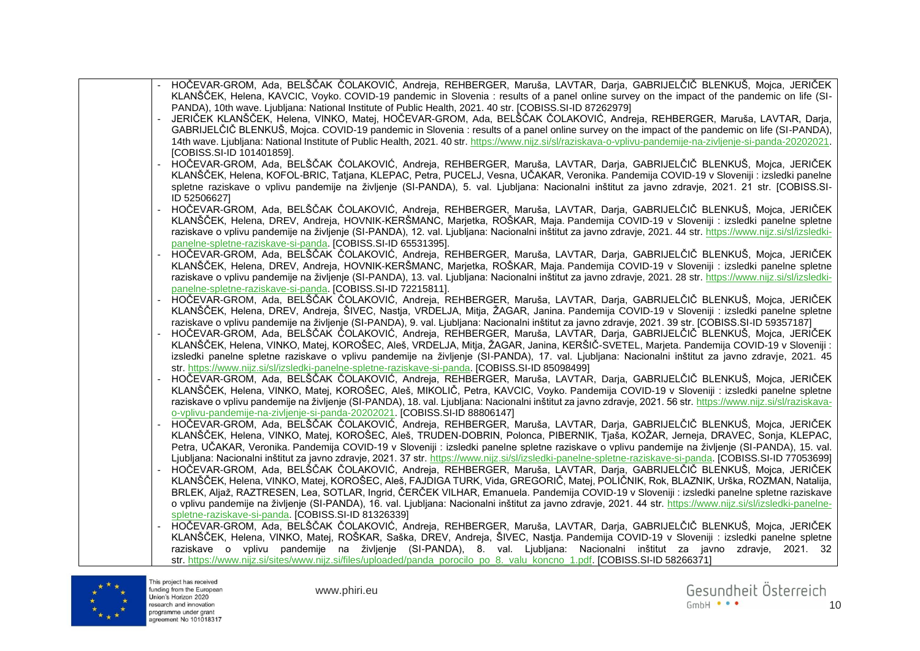| | |
|---|---|
| | - HOČEVAR-GROM, Ada, BELŠČAK ČOLAKOVIĆ, Andreja, REHBERGER, Maruša, LAVTAR, Darja, GABRIJELČIČ BLENKUŠ, Mojca, JERIČEK KLANŠČEK, Helena, KAVCIC, Voyko. COVID-19 pandemic in Slovenia : results of a panel online survey on the impact of the pandemic on life (SI-PANDA), 10th wave. Ljubljana: National Institute of Public Health, 2021. 40 str. [COBISS.SI-ID 87262979]<br>- JERIČEK KLANŠČEK, Helena, VINKO, Matej, HOČEVAR-GROM, Ada, BELŠČAK ČOLAKOVIĆ, Andreja, REHBERGER, Maruša, LAVTAR, Darja, GABRIJELČIČ BLENKUŠ, Mojca. COVID-19 pandemic in Slovenia : results of a panel online survey on the impact of the pandemic on life (SI-PANDA), 14th wave. Ljubljana: National Institute of Public Health, 2021. 40 str. https://www.nijz.si/sl/raziskava-o-vplivu-pandemije-na-zivljenje-si-panda-20202021. [COBISS.SI-ID 101401859].<br>- HOČEVAR-GROM, Ada, BELŠČAK ČOLAKOVIĆ, Andreja, REHBERGER, Maruša, LAVTAR, Darja, GABRIJELČIČ BLENKUŠ, Mojca, JERIČEK KLANŠČEK, Helena, KOFOL-BRIC, Tatjana, KLEPAC, Petra, PUCELJ, Vesna, UČAKAR, Veronika. Pandemija COVID-19 v Sloveniji : izsledki panelne spletne raziskave o vplivu pandemije na življenje (SI-PANDA), 5. val. Ljubljana: Nacionalni inštitut za javno zdravje, 2021. 21 str. [COBISS.SI-ID 52506627]<br>- HOČEVAR-GROM, Ada, BELŠČAK ČOLAKOVIĆ, Andreja, REHBERGER, Maruša, LAVTAR, Darja, GABRIJELČIČ BLENKUŠ, Mojca, JERIČEK KLANŠČEK, Helena, DREV, Andreja, HOVNIK-KERŠMANC, Marjetka, ROŠKAR, Maja. Pandemija COVID-19 v Sloveniji : izsledki panelne spletne raziskave o vplivu pandemije na življenje (SI-PANDA), 12. val. Ljubljana: Nacionalni inštitut za javno zdravje, 2021. 44 str. https://www.nijz.si/sl/izsledki-panelne-spletne-raziskave-si-panda. [COBISS.SI-ID 65531395].<br>- HOČEVAR-GROM, Ada, BELŠČAK ČOLAKOVIĆ, Andreja, REHBERGER, Maruša, LAVTAR, Darja, GABRIJELČIČ BLENKUŠ, Mojca, JERIČEK KLANŠČEK, Helena, DREV, Andreja, HOVNIK-KERŠMANC, Marjetka, ROŠKAR, Maja. Pandemija COVID-19 v Sloveniji : izsledki panelne spletne raziskave o vplivu pandemije na življenje (SI-PANDA), 13. val. Ljubljana: Nacionalni inštitut za javno zdravje, 2021. 28 str. https://www.nijz.si/sl/izsledki-panelne-spletne-raziskave-si-panda. [COBISS.SI-ID 72215811].<br>- HOČEVAR-GROM, Ada, BELŠČAK ČOLAKOVIĆ, Andreja, REHBERGER, Maruša, LAVTAR, Darja, GABRIJELČIČ BLENKUŠ, Mojca, JERIČEK KLANŠČEK, Helena, DREV, Andreja, ŠIVEC, Nastja, VRDELJA, Mitja, ŽAGAR, Janina. Pandemija COVID-19 v Sloveniji : izsledki panelne spletne raziskave o vplivu pandemije na življenje (SI-PANDA), 9. val. Ljubljana: Nacionalni inštitut za javno zdravje, 2021. 39 str. [COBISS.SI-ID 59357187]<br>- HOČEVAR-GROM, Ada, BELŠČAK ČOLAKOVIĆ, Andreja, REHBERGER, Maruša, LAVTAR, Darja, GABRIJELČIČ BLENKUŠ, Mojca, JERIČEK KLANŠČEK, Helena, VINKO, Matej, KOROŠEC, Aleš, VRDELJA, Mitja, ŽAGAR, Janina, KERŠIČ-SVETEL, Marjeta. Pandemija COVID-19 v Sloveniji : izsledki panelne spletne raziskave o vplivu pandemije na življenje (SI-PANDA), 17. val. Ljubljana: Nacionalni inštitut za javno zdravje, 2021. 45 str. https://www.nijz.si/sl/izsledki-panelne-spletne-raziskave-si-panda. [COBISS.SI-ID 85098499]<br>- HOČEVAR-GROM, Ada, BELŠČAK ČOLAKOVIĆ, Andreja, REHBERGER, Maruša, LAVTAR, Darja, GABRIJELČIČ BLENKUŠ, Mojca, JERIČEK KLANŠČEK, Helena, VINKO, Matej, KOROŠEC, Aleš, MIKOLIČ, Petra, KAVCIC, Voyko. Pandemija COVID-19 v Sloveniji : izsledki panelne spletne raziskave o vplivu pandemije na življenje (SI-PANDA), 18. val. Ljubljana: Nacionalni inštitut za javno zdravje, 2021. 56 str. https://www.nijz.si/sl/raziskava-o-vplivu-pandemije-na-zivljenje-si-panda-20202021. [COBISS.SI-ID 88806147]<br>- HOČEVAR-GROM, Ada, BELŠČAK ČOLAKOVIĆ, Andreja, REHBERGER, Maruša, LAVTAR, Darja, GABRIJELČIČ BLENKUŠ, Mojca, JERIČEK KLANŠČEK, Helena, VINKO, Matej, KOROŠEC, Aleš, TRUDEN-DOBRIN, Polonca, PIBERNIK, Tjaša, KOŽAR, Jerneja, DRAVEC, Sonja, KLEPAC, Petra, UČAKAR, Veronika. Pandemija COVID-19 v Sloveniji : izsledki panelne spletne raziskave o vplivu pandemije na življenje (SI-PANDA), 15. val. Ljubljana: Nacionalni inštitut za javno zdravje, 2021. 37 str. https://www.nijz.si/sl/izsledki-panelne-spletne-raziskave-si-panda. [COBISS.SI-ID 77053699]<br>- HOČEVAR-GROM, Ada, BELŠČAK ČOLAKOVIĆ, Andreja, REHBERGER, Maruša, LAVTAR, Darja, GABRIJELČIČ BLENKUŠ, Mojca, JERIČEK KLANŠČEK, Helena, VINKO, Matej, KOROŠEC, Aleš, FAJDIGA TURK, Vida, GREGORIČ, Matej, POLIČNIK, Rok, BLAZNIK, Urška, ROZMAN, Natalija, BRLEK, Aljaž, RAZTRESEN, Lea, SOTLAR, Ingrid, ČERČEK VILHAR, Emanuela. Pandemija COVID-19 v Sloveniji : izsledki panelne spletne raziskave o vplivu pandemije na življenje (SI-PANDA), 16. val. Ljubljana: Nacionalni inštitut za javno zdravje, 2021. 44 str. https://www.nijz.si/sl/izsledki-panelne-spletne-raziskave-si-panda. [COBISS.SI-ID 81326339]<br>- HOČEVAR-GROM, Ada, BELŠČAK ČOLAKOVIĆ, Andreja, REHBERGER, Maruša, LAVTAR, Darja, GABRIJELČIČ BLENKUŠ, Mojca, JERIČEK KLANŠČEK, Helena, VINKO, Matej, ROŠKAR, Saška, DREV, Andreja, ŠIVEC, Nastja. Pandemija COVID-19 v Sloveniji : izsledki panelne spletne raziskave o vplivu pandemije na življenje (SI-PANDA), 8. val. Ljubljana: Nacionalni inštitut za javno zdravje, 2021. 32 str. https://www.nijz.si/sites/www.nijz.si/files/uploaded/panda_porocilo_po_8._valu_koncno_1.pdf. [COBISS.SI-ID 58266371] |

This project has received funding from the European Union's Horizon 2020 research and innovation programme under grant agreement No 101018317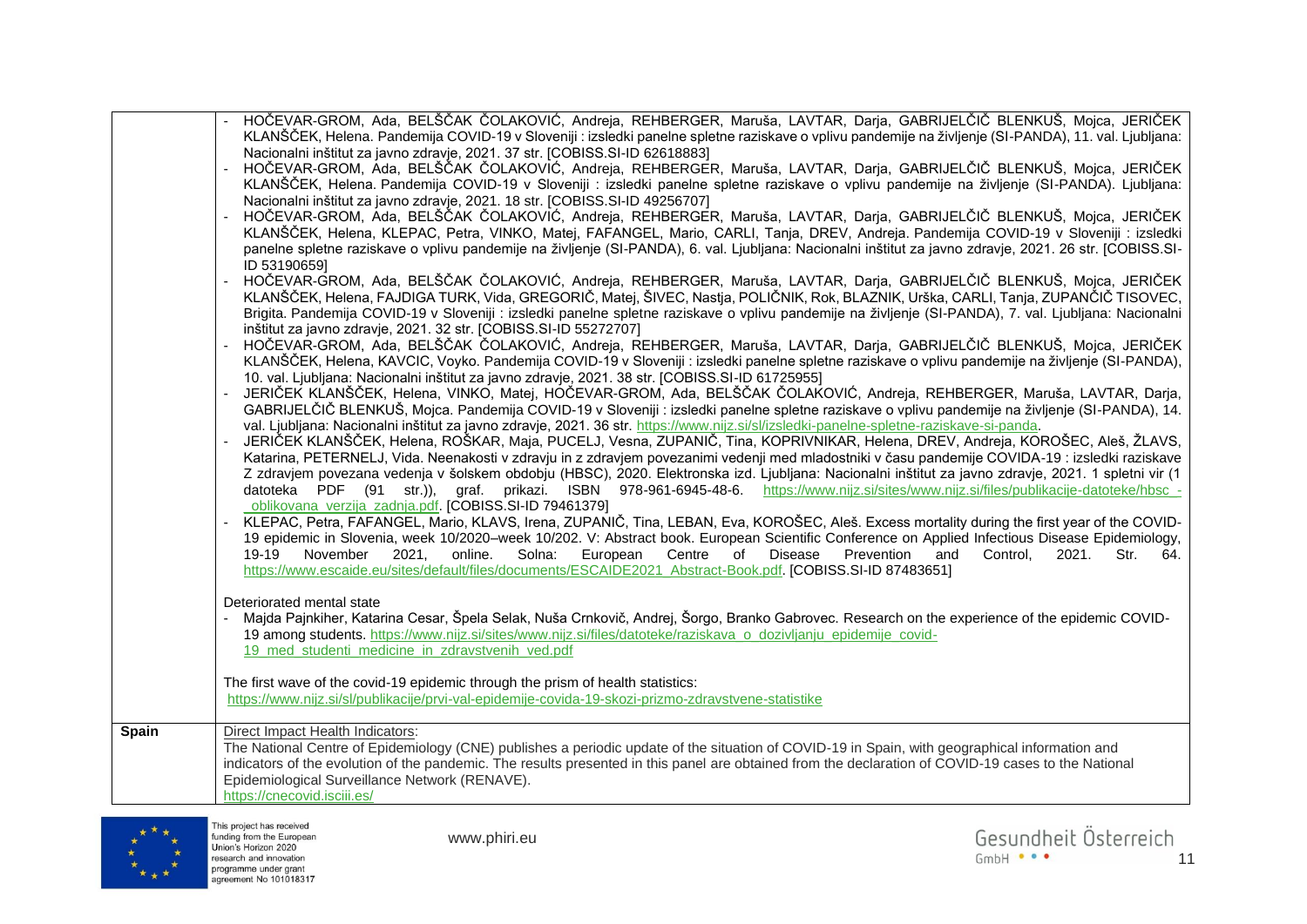| | |
|---|---|
| | - HOČEVAR-GROM, Ada, BELŠČAK ČOLAKOVIĆ, Andreja, REHBERGER, Maruša, LAVTAR, Darja, GABRIJELČIČ BLENKUŠ, Mojca, JERIČEK KLANŠČEK, Helena. Pandemija COVID-19 v Sloveniji : izsledki panelne spletne raziskave o vplivu pandemije na življenje (SI-PANDA), 11. val. Ljubljana: Nacionalni inštitut za javno zdravje, 2021. 37 str. [COBISS.SI-ID 62618883]<br>- HOČEVAR-GROM, Ada, BELŠČAK ČOLAKOVIĆ, Andreja, REHBERGER, Maruša, LAVTAR, Darja, GABRIJELČIČ BLENKUŠ, Mojca, JERIČEK KLANŠČEK, Helena. Pandemija COVID-19 v Sloveniji : izsledki panelne spletne raziskave o vplivu pandemije na življenje (SI-PANDA). Ljubljana: Nacionalni inštitut za javno zdravje, 2021. 18 str. [COBISS.SI-ID 49256707]<br>- HOČEVAR-GROM, Ada, BELŠČAK ČOLAKOVIĆ, Andreja, REHBERGER, Maruša, LAVTAR, Darja, GABRIJELČIČ BLENKUŠ, Mojca, JERIČEK KLANŠČEK, Helena, KLEPAC, Petra, VINKO, Matej, FAFANGEL, Mario, CARLI, Tanja, DREV, Andreja. Pandemija COVID-19 v Sloveniji : izsledki panelne spletne raziskave o vplivu pandemije na življenje (SI-PANDA), 6. val. Ljubljana: Nacionalni inštitut za javno zdravje, 2021. 26 str. [COBISS.SI-ID 53190659]<br>- HOČEVAR-GROM, Ada, BELŠČAK ČOLAKOVIĆ, Andreja, REHBERGER, Maruša, LAVTAR, Darja, GABRIJELČIČ BLENKUŠ, Mojca, JERIČEK KLANŠČEK, Helena, FAJDIGA TURK, Vida, GREGORIČ, Matej, ŠIVEC, Nastja, POLIČNIK, Rok, BLAZNIK, Urška, CARLI, Tanja, ZUPANČIČ TISOVEC, Brigita. Pandemija COVID-19 v Sloveniji : izsledki panelne spletne raziskave o vplivu pandemije na življenje (SI-PANDA), 7. val. Ljubljana: Nacionalni inštitut za javno zdravje, 2021. 32 str. [COBISS.SI-ID 55272707]<br>- HOČEVAR-GROM, Ada, BELŠČAK ČOLAKOVIĆ, Andreja, REHBERGER, Maruša, LAVTAR, Darja, GABRIJELČIČ BLENKUŠ, Mojca, JERIČEK KLANŠČEK, Helena, KAVCIC, Voyko. Pandemija COVID-19 v Sloveniji : izsledki panelne spletne raziskave o vplivu pandemije na življenje (SI-PANDA), 10. val. Ljubljana: Nacionalni inštitut za javno zdravje, 2021. 38 str. [COBISS.SI-ID 61725955]<br>- JERIČEK KLANŠČEK, Helena, VINKO, Matej, HOČEVAR-GROM, Ada, BELŠČAK ČOLAKOVIĆ, Andreja, REHBERGER, Maruša, LAVTAR, Darja, GABRIJELČIČ BLENKUŠ, Mojca. Pandemija COVID-19 v Sloveniji : izsledki panelne spletne raziskave o vplivu pandemije na življenje (SI-PANDA), 14. val. Ljubljana: Nacionalni inštitut za javno zdravje, 2021. 36 str. https://www.nijz.si/sl/izsledki-panelne-spletne-raziskave-si-panda.<br>- JERIČEK KLANŠČEK, Helena, ROŠKAR, Maja, PUCELJ, Vesna, ZUPANIČ, Tina, KOPRIVNIKAR, Helena, DREV, Andreja, KOROŠEC, Aleš, ŽLAVS, Katarina, PETERNELJ, Vida. Neenakosti v zdravju in z zdravjem povezanimi vedenji med mladostniki v času pandemije COVIDA-19 : izsledki raziskave Z zdravjem povezana vedenja v šolskem obdobju (HBSC), 2020. Elektronska izd. Ljubljana: Nacionalni inštitut za javno zdravje, 2021. 1 spletni vir (1 datoteka PDF (91 str.)), graf. prikazi. ISBN 978-961-6945-48-6. https://www.nijz.si/sites/www.nijz.si/files/publikacije-datoteke/hbsc_-_oblikovana_verzija_zadnja.pdf. [COBISS.SI-ID 79461379]<br>- KLEPAC, Petra, FAFANGEL, Mario, KLAVS, Irena, ZUPANIČ, Tina, LEBAN, Eva, KOROŠEC, Aleš. Excess mortality during the first year of the COVID-19 epidemic in Slovenia, week 10/2020–week 10/202. V: Abstract book. European Scientific Conference on Applied Infectious Disease Epidemiology, 19-19 November 2021, online. Solna: European Centre of Disease Prevention and Control, 2021. Str. 64. https://www.escaide.eu/sites/default/files/documents/ESCAIDE2021_Abstract-Book.pdf. [COBISS.SI-ID 87483651]<br><br>Deteriorated mental state<br>- Majda Pajnkiher, Katarina Cesar, Špela Selak, Nuša Crnkovič, Andrej, Šorgo, Branko Gabrovec. Research on the experience of the epidemic COVID-19 among students. https://www.nijz.si/sites/www.nijz.si/files/datoteke/raziskava_o_dozivljanju_epidemije_covid-19_med_studenti_medicine_in_zdravstvenih_ved.pdf<br><br>The first wave of the covid-19 epidemic through the prism of health statistics:<br>https://www.nijz.si/sl/publikacije/prvi-val-epidemije-covida-19-skozi-prizmo-zdravstvene-statistike |
| **Spain** | Direct Impact Health Indicators:<br>The National Centre of Epidemiology (CNE) publishes a periodic update of the situation of COVID-19 in Spain, with geographical information and indicators of the evolution of the pandemic. The results presented in this panel are obtained from the declaration of COVID-19 cases to the National Epidemiological Surveillance Network (RENAVE).<br>https://cnecovid.isciii.es/ |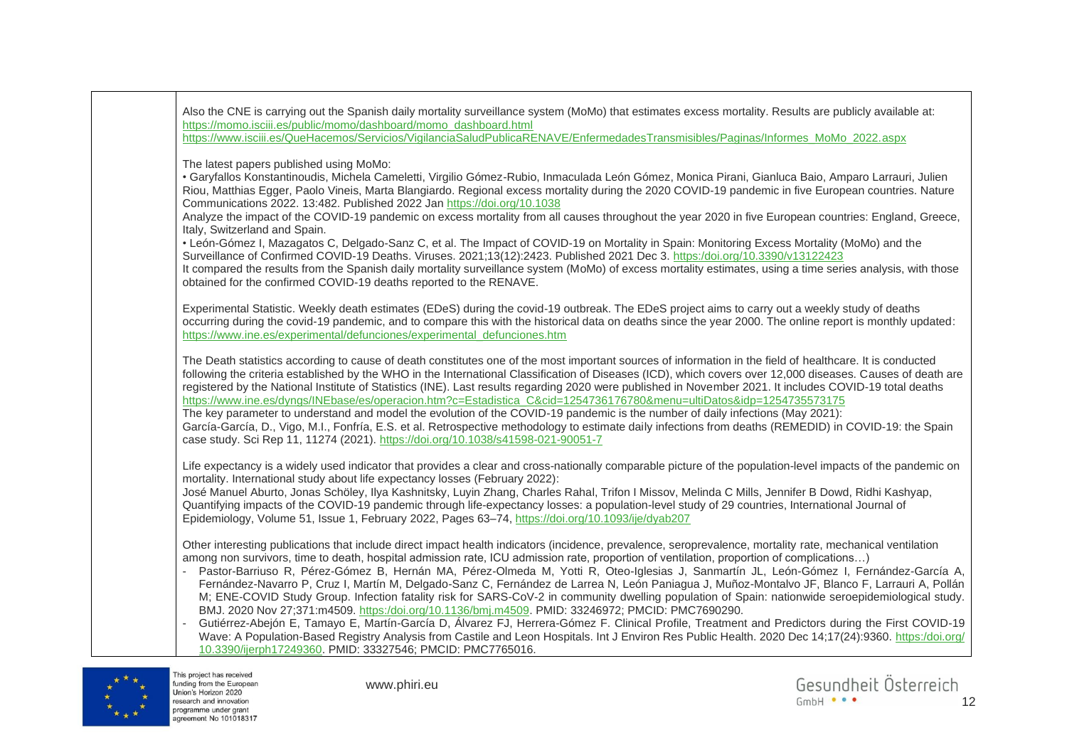| | |
|---|---|
| | Also the CNE is carrying out the Spanish daily mortality surveillance system (MoMo) that estimates excess mortality. Results are publicly available at: https://momo.isciii.es/public/momo/dashboard/momo_dashboard.html https://www.isciii.es/QueHacemos/Servicios/VigilanciaSaludPublicaRENAVE/EnfermedadesTransmisibles/Paginas/Informes_MoMo_2022.aspx <br><br> The latest papers published using MoMo: <br> • Garyfallos Konstantinoudis, Michela Cameletti, Virgilio Gómez-Rubio, Inmaculada León Gómez, Monica Pirani, Gianluca Baio, Amparo Larrauri, Julien Riou, Matthias Egger, Paolo Vineis, Marta Blangiardo. Regional excess mortality during the 2020 COVID-19 pandemic in five European countries. Nature Communications 2022. 13:482. Published 2022 Jan https://doi.org/10.1038 <br> Analyze the impact of the COVID-19 pandemic on excess mortality from all causes throughout the year 2020 in five European countries: England, Greece, Italy, Switzerland and Spain. <br> • León-Gómez I, Mazagatos C, Delgado-Sanz C, et al. The Impact of COVID-19 on Mortality in Spain: Monitoring Excess Mortality (MoMo) and the Surveillance of Confirmed COVID-19 Deaths. Viruses. 2021;13(12):2423. Published 2021 Dec 3. https:/doi.org/10.3390/v13122423 <br> It compared the results from the Spanish daily mortality surveillance system (MoMo) of excess mortality estimates, using a time series analysis, with those obtained for the confirmed COVID-19 deaths reported to the RENAVE. <br><br> Experimental Statistic. Weekly death estimates (EDeS) during the covid-19 outbreak. The EDeS project aims to carry out a weekly study of deaths occurring during the covid-19 pandemic, and to compare this with the historical data on deaths since the year 2000. The online report is monthly updated: https://www.ine.es/experimental/defunciones/experimental_defunciones.htm <br><br> The Death statistics according to cause of death constitutes one of the most important sources of information in the field of healthcare. It is conducted following the criteria established by the WHO in the International Classification of Diseases (ICD), which covers over 12,000 diseases. Causes of death are registered by the National Institute of Statistics (INE). Last results regarding 2020 were published in November 2021. It includes COVID-19 total deaths https://www.ine.es/dyngs/INEbase/es/operacion.htm?c=Estadistica_C&cid=1254736176780&menu=ultiDatos&idp=1254735573175 <br> The key parameter to understand and model the evolution of the COVID-19 pandemic is the number of daily infections (May 2021): <br> García-García, D., Vigo, M.I., Fonfría, E.S. et al. Retrospective methodology to estimate daily infections from deaths (REMEDID) in COVID-19: the Spain case study. Sci Rep 11, 11274 (2021). https://doi.org/10.1038/s41598-021-90051-7 <br><br> Life expectancy is a widely used indicator that provides a clear and cross-nationally comparable picture of the population-level impacts of the pandemic on mortality. International study about life expectancy losses (February 2022): <br> José Manuel Aburto, Jonas Schöley, Ilya Kashnitsky, Luyin Zhang, Charles Rahal, Trifon I Missov, Melinda C Mills, Jennifer B Dowd, Ridhi Kashyap, Quantifying impacts of the COVID-19 pandemic through life-expectancy losses: a population-level study of 29 countries, International Journal of Epidemiology, Volume 51, Issue 1, February 2022, Pages 63–74, https://doi.org/10.1093/ije/dyab207 <br><br> Other interesting publications that include direct impact health indicators (incidence, prevalence, seroprevalence, mortality rate, mechanical ventilation among non survivors, time to death, hospital admission rate, ICU admission rate, proportion of ventilation, proportion of complications…) <br> - Pastor-Barriuso R, Pérez-Gómez B, Hernán MA, Pérez-Olmeda M, Yotti R, Oteo-Iglesias J, Sanmartín JL, León-Gómez I, Fernández-García A, Fernández-Navarro P, Cruz I, Martín M, Delgado-Sanz C, Fernández de Larrea N, León Paniagua J, Muñoz-Montalvo JF, Blanco F, Larrauri A, Pollán M; ENE-COVID Study Group. Infection fatality risk for SARS-CoV-2 in community dwelling population of Spain: nationwide seroepidemiological study. BMJ. 2020 Nov 27;371:m4509. https:/doi.org/10.1136/bmj.m4509. PMID: 33246972; PMCID: PMC7690290. <br> - Gutiérrez-Abejón E, Tamayo E, Martín-García D, Álvarez FJ, Herrera-Gómez F. Clinical Profile, Treatment and Predictors during the First COVID-19 Wave: A Population-Based Registry Analysis from Castile and Leon Hospitals. Int J Environ Res Public Health. 2020 Dec 14;17(24):9360. https:/doi.org/10.3390/ijerph17249360. PMID: 33327546; PMCID: PMC7765016. |

This project has received funding from the European Union's Horizon 2020 research and innovation programme under grant agreement No 101018317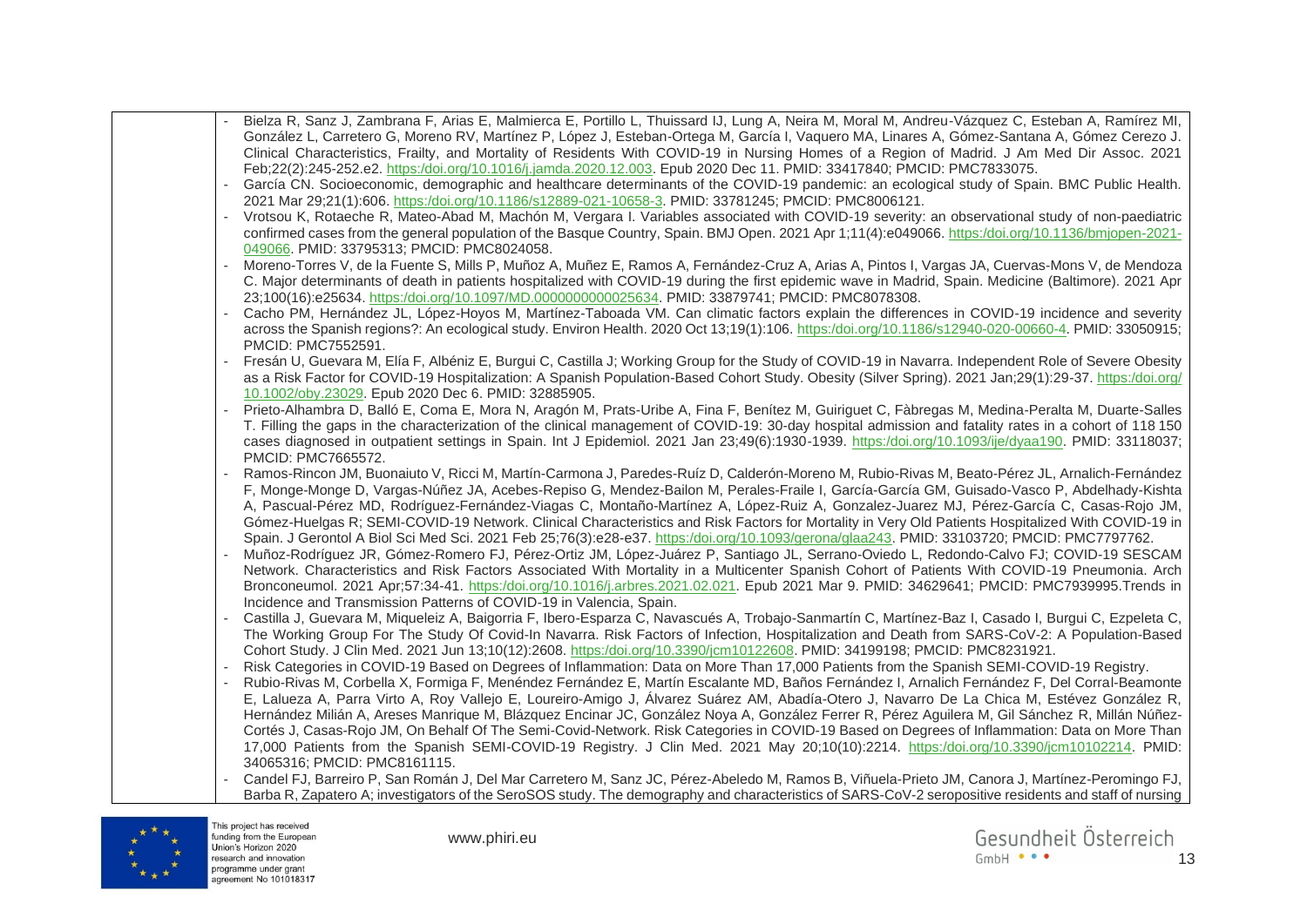| | |
|---|---|
| | - Bielza R, Sanz J, Zambrana F, Arias E, Malmierca E, Portillo L, Thuissard IJ, Lung A, Neira M, Moral M, Andreu-Vázquez C, Esteban A, Ramírez MI, González L, Carretero G, Moreno RV, Martínez P, López J, Esteban-Ortega M, García I, Vaquero MA, Linares A, Gómez-Santana A, Gómez Cerezo J. Clinical Characteristics, Frailty, and Mortality of Residents With COVID-19 in Nursing Homes of a Region of Madrid. J Am Med Dir Assoc. 2021 Feb;22(2):245-252.e2. https:/doi.org/10.1016/j.jamda.2020.12.003. Epub 2020 Dec 11. PMID: 33417840; PMCID: PMC7833075.<br>- García CN. Socioeconomic, demographic and healthcare determinants of the COVID-19 pandemic: an ecological study of Spain. BMC Public Health. 2021 Mar 29;21(1):606. https:/doi.org/10.1186/s12889-021-10658-3. PMID: 33781245; PMCID: PMC8006121.<br>- Vrotsou K, Rotaeche R, Mateo-Abad M, Machón M, Vergara I. Variables associated with COVID-19 severity: an observational study of non-paediatric confirmed cases from the general population of the Basque Country, Spain. BMJ Open. 2021 Apr 1;11(4):e049066. https:/doi.org/10.1136/bmjopen-2021-049066. PMID: 33795313; PMCID: PMC8024058.<br>- Moreno-Torres V, de la Fuente S, Mills P, Muñoz A, Muñez E, Ramos A, Fernández-Cruz A, Arias A, Pintos I, Vargas JA, Cuervas-Mons V, de Mendoza C. Major determinants of death in patients hospitalized with COVID-19 during the first epidemic wave in Madrid, Spain. Medicine (Baltimore). 2021 Apr 23;100(16):e25634. https:/doi.org/10.1097/MD.0000000000025634. PMID: 33879741; PMCID: PMC8078308.<br>- Cacho PM, Hernández JL, López-Hoyos M, Martínez-Taboada VM. Can climatic factors explain the differences in COVID-19 incidence and severity across the Spanish regions?: An ecological study. Environ Health. 2020 Oct 13;19(1):106. https:/doi.org/10.1186/s12940-020-00660-4. PMID: 33050915; PMCID: PMC7552591.<br>- Fresán U, Guevara M, Elía F, Albéniz E, Burgui C, Castilla J; Working Group for the Study of COVID-19 in Navarra. Independent Role of Severe Obesity as a Risk Factor for COVID-19 Hospitalization: A Spanish Population-Based Cohort Study. Obesity (Silver Spring). 2021 Jan;29(1):29-37. https:/doi.org/10.1002/oby.23029. Epub 2020 Dec 6. PMID: 32885905.<br>- Prieto-Alhambra D, Balló E, Coma E, Mora N, Aragón M, Prats-Uribe A, Fina F, Benítez M, Guiriguet C, Fàbregas M, Medina-Peralta M, Duarte-Salles T. Filling the gaps in the characterization of the clinical management of COVID-19: 30-day hospital admission and fatality rates in a cohort of 118 150 cases diagnosed in outpatient settings in Spain. Int J Epidemiol. 2021 Jan 23;49(6):1930-1939. https:/doi.org/10.1093/ije/dyaa190. PMID: 33118037; PMCID: PMC7665572.<br>- Ramos-Rincon JM, Buonaiuto V, Ricci M, Martín-Carmona J, Paredes-Ruíz D, Calderón-Moreno M, Rubio-Rivas M, Beato-Pérez JL, Arnalich-Fernández F, Monge-Monge D, Vargas-Núñez JA, Acebes-Repiso G, Mendez-Bailon M, Perales-Fraile I, García-García GM, Guisado-Vasco P, Abdelhady-Kishta A, Pascual-Pérez MD, Rodríguez-Fernández-Viagas C, Montaño-Martínez A, López-Ruiz A, Gonzalez-Juarez MJ, Pérez-García C, Casas-Rojo JM, Gómez-Huelgas R; SEMI-COVID-19 Network. Clinical Characteristics and Risk Factors for Mortality in Very Old Patients Hospitalized With COVID-19 in Spain. J Gerontol A Biol Sci Med Sci. 2021 Feb 25;76(3):e28-e37. https:/doi.org/10.1093/gerona/glaa243. PMID: 33103720; PMCID: PMC7797762.<br>- Muñoz-Rodríguez JR, Gómez-Romero FJ, Pérez-Ortiz JM, López-Juárez P, Santiago JL, Serrano-Oviedo L, Redondo-Calvo FJ; COVID-19 SESCAM Network. Characteristics and Risk Factors Associated With Mortality in a Multicenter Spanish Cohort of Patients With COVID-19 Pneumonia. Arch Bronconeumol. 2021 Apr;57:34-41. https:/doi.org/10.1016/j.arbres.2021.02.021. Epub 2021 Mar 9. PMID: 34629641; PMCID: PMC7939995.Trends in Incidence and Transmission Patterns of COVID-19 in Valencia, Spain.<br>- Castilla J, Guevara M, Miqueleiz A, Baigorria F, Ibero-Esparza C, Navascués A, Trobajo-Sanmartín C, Martínez-Baz I, Casado I, Burgui C, Ezpeleta C, The Working Group For The Study Of Covid-In Navarra. Risk Factors of Infection, Hospitalization and Death from SARS-CoV-2: A Population-Based Cohort Study. J Clin Med. 2021 Jun 13;10(12):2608. https:/doi.org/10.3390/jcm10122608. PMID: 34199198; PMCID: PMC8231921.<br>- Risk Categories in COVID-19 Based on Degrees of Inflammation: Data on More Than 17,000 Patients from the Spanish SEMI-COVID-19 Registry.<br>- Rubio-Rivas M, Corbella X, Formiga F, Menéndez Fernández E, Martín Escalante MD, Baños Fernández I, Arnalich Fernández F, Del Corral-Beamonte E, Lalueza A, Parra Virto A, Roy Vallejo E, Loureiro-Amigo J, Álvarez Suárez AM, Abadía-Otero J, Navarro De La Chica M, Estévez González R, Hernández Milián A, Areses Manrique M, Blázquez Encinar JC, González Noya A, González Ferrer R, Pérez Aguilera M, Gil Sánchez R, Millán Núñez-Cortés J, Casas-Rojo JM, On Behalf Of The Semi-Covid-Network. Risk Categories in COVID-19 Based on Degrees of Inflammation: Data on More Than 17,000 Patients from the Spanish SEMI-COVID-19 Registry. J Clin Med. 2021 May 20;10(10):2214. https:/doi.org/10.3390/jcm10102214. PMID: 34065316; PMCID: PMC8161115.<br>- Candel FJ, Barreiro P, San Román J, Del Mar Carretero M, Sanz JC, Pérez-Abeledo M, Ramos B, Viñuela-Prieto JM, Canora J, Martínez-Peromingo FJ, Barba R, Zapatero A; investigators of the SeroSOS study. The demography and characteristics of SARS-CoV-2 seropositive residents and staff of nursing |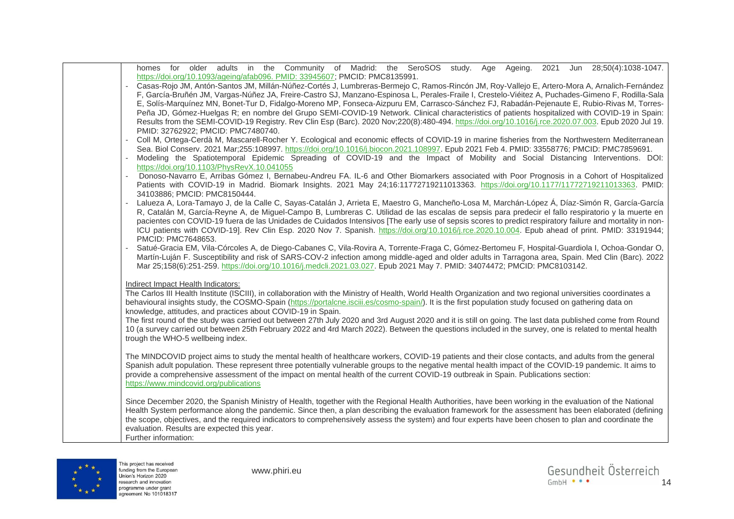| | homes for older adults in the Community of Madrid: the SeroSOS study. Age Ageing. 2021 Jun 28;50(4):1038-1047. https://doi.org/10.1093/ageing/afab096. PMID: 33945607; PMCID: PMC8135991.<br>- Casas-Rojo JM, Antón-Santos JM, Millán-Núñez-Cortés J, Lumbreras-Bermejo C, Ramos-Rincón JM, Roy-Vallejo E, Artero-Mora A, Arnalich-Fernández F, García-Bruñén JM, Vargas-Núñez JA, Freire-Castro SJ, Manzano-Espinosa L, Perales-Fraile I, Crestelo-Viéitez A, Puchades-Gimeno F, Rodilla-Sala E, Solís-Marquínez MN, Bonet-Tur D, Fidalgo-Moreno MP, Fonseca-Aizpuru EM, Carrasco-Sánchez FJ, Rabadán-Pejenaute E, Rubio-Rivas M, Torres-Peña JD, Gómez-Huelgas R; en nombre del Grupo SEMI-COVID-19 Network. Clinical characteristics of patients hospitalized with COVID-19 in Spain: Results from the SEMI-COVID-19 Registry. Rev Clin Esp (Barc). 2020 Nov;220(8):480-494. https://doi.org/10.1016/j.rce.2020.07.003. Epub 2020 Jul 19. PMID: 32762922; PMCID: PMC7480740.<br>- Coll M, Ortega-Cerdà M, Mascarell-Rocher Y. Ecological and economic effects of COVID-19 in marine fisheries from the Northwestern Mediterranean Sea. Biol Conserv. 2021 Mar;255:108997. https://doi.org/10.1016/j.biocon.2021.108997. Epub 2021 Feb 4. PMID: 33558776; PMCID: PMC7859691.<br>- Modeling the Spatiotemporal Epidemic Spreading of COVID-19 and the Impact of Mobility and Social Distancing Interventions. DOI: https://doi.org/10.1103/PhysRevX.10.041055<br>- Donoso-Navarro E, Arribas Gómez I, Bernabeu-Andreu FA. IL-6 and Other Biomarkers associated with Poor Prognosis in a Cohort of Hospitalized Patients with COVID-19 in Madrid. Biomark Insights. 2021 May 24;16:11772719211013363. https://doi.org/10.1177/11772719211013363. PMID: 34103886; PMCID: PMC8150444.<br>- Lalueza A, Lora-Tamayo J, de la Calle C, Sayas-Catalán J, Arrieta E, Maestro G, Mancheño-Losa M, Marchán-López Á, Díaz-Simón R, García-García R, Catalán M, García-Reyne A, de Miguel-Campo B, Lumbreras C. Utilidad de las escalas de sepsis para predecir el fallo respiratorio y la muerte en pacientes con COVID-19 fuera de las Unidades de Cuidados Intensivos [The early use of sepsis scores to predict respiratory failure and mortality in non-ICU patients with COVID-19]. Rev Clin Esp. 2020 Nov 7. Spanish. https://doi.org/10.1016/j.rce.2020.10.004. Epub ahead of print. PMID: 33191944; PMCID: PMC7648653.<br>- Satué-Gracia EM, Vila-Córcoles A, de Diego-Cabanes C, Vila-Rovira A, Torrente-Fraga C, Gómez-Bertomeu F, Hospital-Guardiola I, Ochoa-Gondar O, Martín-Luján F. Susceptibility and risk of SARS-COV-2 infection among middle-aged and older adults in Tarragona area, Spain. Med Clin (Barc). 2022 Mar 25;158(6):251-259. https://doi.org/10.1016/j.medcli.2021.03.027. Epub 2021 May 7. PMID: 34074472; PMCID: PMC8103142.<br><br>Indirect Impact Health Indicators:<br>The Carlos III Health Institute (ISCIII), in collaboration with the Ministry of Health, World Health Organization and two regional universities coordinates a behavioural insights study, the COSMO-Spain (https://portalcne.isciii.es/cosmo-spain/). It is the first population study focused on gathering data on knowledge, attitudes, and practices about COVID-19 in Spain.<br>The first round of the study was carried out between 27th July 2020 and 3rd August 2020 and it is still on going. The last data published come from Round 10 (a survey carried out between 25th February 2022 and 4rd March 2022). Between the questions included in the survey, one is related to mental health trough the WHO-5 wellbeing index.<br><br>The MINDCOVID project aims to study the mental health of healthcare workers, COVID-19 patients and their close contacts, and adults from the general Spanish adult population. These represent three potentially vulnerable groups to the negative mental health impact of the COVID-19 pandemic. It aims to provide a comprehensive assessment of the impact on mental health of the current COVID-19 outbreak in Spain. Publications section: https://www.mindcovid.org/publications<br><br>Since December 2020, the Spanish Ministry of Health, together with the Regional Health Authorities, have been working in the evaluation of the National Health System performance along the pandemic. Since then, a plan describing the evaluation framework for the assessment has been elaborated (defining the scope, objectives, and the required indicators to comprehensively assess the system) and four experts have been chosen to plan and coordinate the evaluation. Results are expected this year.<br>Further information: |
|---|---|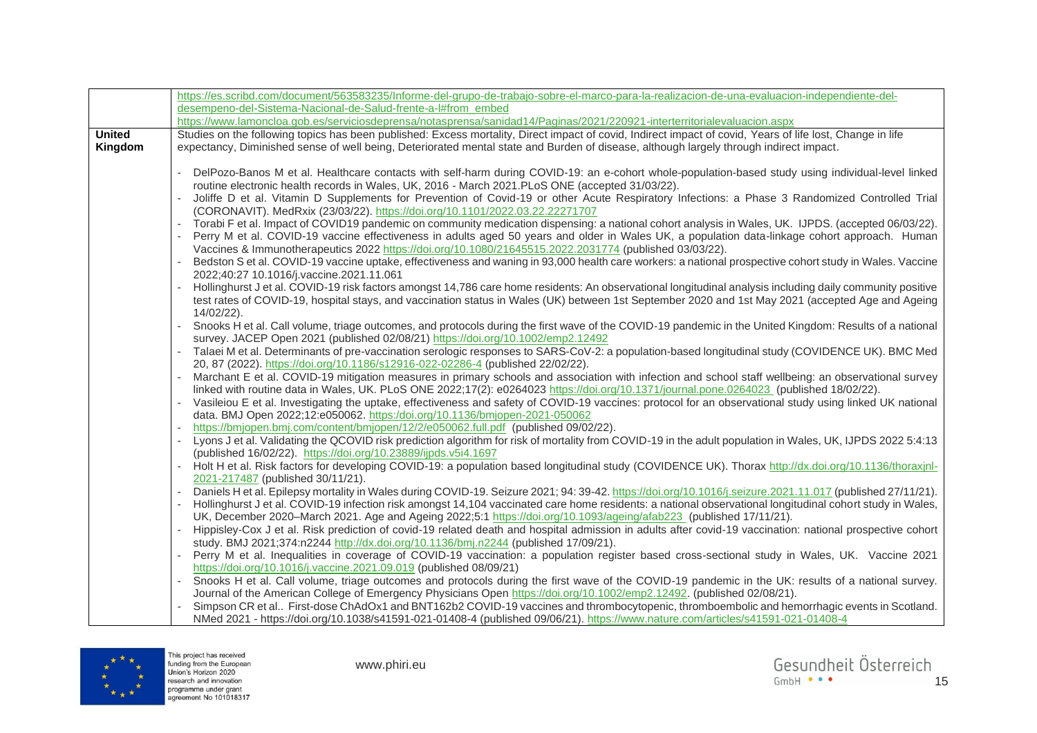| | |
|---|---|
| | https://es.scribd.com/document/563583235/Informe-del-grupo-de-trabajo-sobre-el-marco-para-la-realizacion-de-una-evaluacion-independiente-del-desempeno-del-Sistema-Nacional-de-Salud-frente-a-l#from_embed<br>https://www.lamoncloa.gob.es/serviciosdeprensa/notasprensa/sanidad14/Paginas/2021/220921-interterritorialevaluacion.aspx |
| **United Kingdom** | Studies on the following topics has been published: Excess mortality, Direct impact of covid, Indirect impact of covid, Years of life lost, Change in life expectancy, Diminished sense of well being, Deteriorated mental state and Burden of disease, although largely through indirect impact.<br><br>- DelPozo-Banos M et al. Healthcare contacts with self-harm during COVID-19: an e-cohort whole-population-based study using individual-level linked routine electronic health records in Wales, UK, 2016 - March 2021.PLoS ONE (accepted 31/03/22).<br>- Joliffe D et al. Vitamin D Supplements for Prevention of Covid-19 or other Acute Respiratory Infections: a Phase 3 Randomized Controlled Trial (CORONAVIT). MedRxix (23/03/22). https://doi.org/10.1101/2022.03.22.22271707<br>- Torabi F et al. Impact of COVID19 pandemic on community medication dispensing: a national cohort analysis in Wales, UK. IJPDS. (accepted 06/03/22).<br>- Perry M et al. COVID-19 vaccine effectiveness in adults aged 50 years and older in Wales UK, a population data-linkage cohort approach. Human Vaccines & Immunotherapeutics 2022 https://doi.org/10.1080/21645515.2022.2031774 (published 03/03/22).<br>- Bedston S et al. COVID-19 vaccine uptake, effectiveness and waning in 93,000 health care workers: a national prospective cohort study in Wales. Vaccine 2022;40:27 10.1016/j.vaccine.2021.11.061<br>- Hollinghurst J et al. COVID-19 risk factors amongst 14,786 care home residents: An observational longitudinal analysis including daily community positive test rates of COVID-19, hospital stays, and vaccination status in Wales (UK) between 1st September 2020 and 1st May 2021 (accepted Age and Ageing 14/02/22).<br>- Snooks H et al. Call volume, triage outcomes, and protocols during the first wave of the COVID-19 pandemic in the United Kingdom: Results of a national survey. JACEP Open 2021 (published 02/08/21) https://doi.org/10.1002/emp2.12492<br>- Talaei M et al. Determinants of pre-vaccination serologic responses to SARS-CoV-2: a population-based longitudinal study (COVIDENCE UK). BMC Med 20, 87 (2022). https://doi.org/10.1186/s12916-022-02286-4 (published 22/02/22).<br>- Marchant E et al. COVID-19 mitigation measures in primary schools and association with infection and school staff wellbeing: an observational survey linked with routine data in Wales, UK. PLoS ONE 2022;17(2): e0264023 https://doi.org/10.1371/journal.pone.0264023 (published 18/02/22).<br>- Vasileiou E et al. Investigating the uptake, effectiveness and safety of COVID-19 vaccines: protocol for an observational study using linked UK national data. BMJ Open 2022;12:e050062. https:/doi.org/10.1136/bmjopen-2021-050062<br>- https://bmjopen.bmj.com/content/bmjopen/12/2/e050062.full.pdf (published 09/02/22).<br>- Lyons J et al. Validating the QCOVID risk prediction algorithm for risk of mortality from COVID-19 in the adult population in Wales, UK, IJPDS 2022 5:4:13 (published 16/02/22). https://doi.org/10.23889/ijpds.v5i4.1697<br>- Holt H et al. Risk factors for developing COVID-19: a population based longitudinal study (COVIDENCE UK). Thorax http://dx.doi.org/10.1136/thoraxjnl-2021-217487 (published 30/11/21).<br>- Daniels H et al. Epilepsy mortality in Wales during COVID-19. Seizure 2021; 94: 39-42. https://doi.org/10.1016/j.seizure.2021.11.017 (published 27/11/21).<br>- Hollinghurst J et al. COVID-19 infection risk amongst 14,104 vaccinated care home residents: a national observational longitudinal cohort study in Wales, UK, December 2020–March 2021. Age and Ageing 2022;5:1 https://doi.org/10.1093/ageing/afab223 (published 17/11/21).<br>- Hippisley-Cox J et al. Risk prediction of covid-19 related death and hospital admission in adults after covid-19 vaccination: national prospective cohort study. BMJ 2021;374:n2244 http://dx.doi.org/10.1136/bmj.n2244 (published 17/09/21).<br>- Perry M et al. Inequalities in coverage of COVID-19 vaccination: a population register based cross-sectional study in Wales, UK. Vaccine 2021 https://doi.org/10.1016/j.vaccine.2021.09.019 (published 08/09/21)<br>- Snooks H et al. Call volume, triage outcomes and protocols during the first wave of the COVID-19 pandemic in the UK: results of a national survey. Journal of the American College of Emergency Physicians Open https://doi.org/10.1002/emp2.12492. (published 02/08/21).<br>- Simpson CR et al.. First-dose ChAdOx1 and BNT162b2 COVID-19 vaccines and thrombocytopenic, thromboembolic and hemorrhagic events in Scotland. NMed 2021 - https://doi.org/10.1038/s41591-021-01408-4 (published 09/06/21). https://www.nature.com/articles/s41591-021-01408-4 |

This project has received funding from the European Union's Horizon 2020 research and innovation programme under grant agreement No 101018317

www.phiri.eu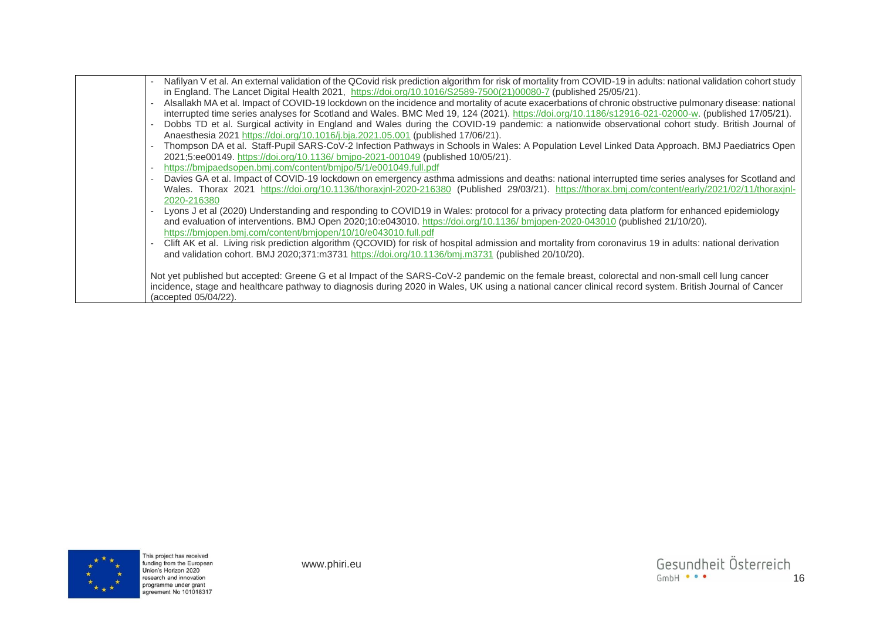| | - Nafilyan V et al. An external validation of the QCovid risk prediction algorithm for risk of mortality from COVID-19 in adults: national validation cohort study in England. The Lancet Digital Health 2021, https://doi.org/10.1016/S2589-7500(21)00080-7 (published 25/05/21).<br>- Alsallakh MA et al. Impact of COVID-19 lockdown on the incidence and mortality of acute exacerbations of chronic obstructive pulmonary disease: national interrupted time series analyses for Scotland and Wales. BMC Med 19, 124 (2021). https://doi.org/10.1186/s12916-021-02000-w. (published 17/05/21).<br>- Dobbs TD et al. Surgical activity in England and Wales during the COVID-19 pandemic: a nationwide observational cohort study. British Journal of Anaesthesia 2021 https://doi.org/10.1016/j.bja.2021.05.001 (published 17/06/21).<br>- Thompson DA et al. Staff-Pupil SARS-CoV-2 Infection Pathways in Schools in Wales: A Population Level Linked Data Approach. BMJ Paediatrics Open 2021;5:ee00149. https://doi.org/10.1136/ bmjpo-2021-001049 (published 10/05/21).<br>- https://bmjpaedsopen.bmj.com/content/bmjpo/5/1/e001049.full.pdf<br>- Davies GA et al. Impact of COVID-19 lockdown on emergency asthma admissions and deaths: national interrupted time series analyses for Scotland and Wales. Thorax 2021 https://doi.org/10.1136/thoraxjnl-2020-216380 (Published 29/03/21). https://thorax.bmj.com/content/early/2021/02/11/thoraxjnl-2020-216380<br>- Lyons J et al (2020) Understanding and responding to COVID19 in Wales: protocol for a privacy protecting data platform for enhanced epidemiology and evaluation of interventions. BMJ Open 2020;10:e043010. https://doi.org/10.1136/ bmjopen-2020-043010 (published 21/10/20). https://bmjopen.bmj.com/content/bmjopen/10/10/e043010.full.pdf<br>- Clift AK et al. Living risk prediction algorithm (QCOVID) for risk of hospital admission and mortality from coronavirus 19 in adults: national derivation and validation cohort. BMJ 2020;371:m3731 https://doi.org/10.1136/bmj.m3731 (published 20/10/20).<br><br>Not yet published but accepted: Greene G et al Impact of the SARS-CoV-2 pandemic on the female breast, colorectal and non-small cell lung cancer incidence, stage and healthcare pathway to diagnosis during 2020 in Wales, UK using a national cancer clinical record system. British Journal of Cancer (accepted 05/04/22). |
|---|---|